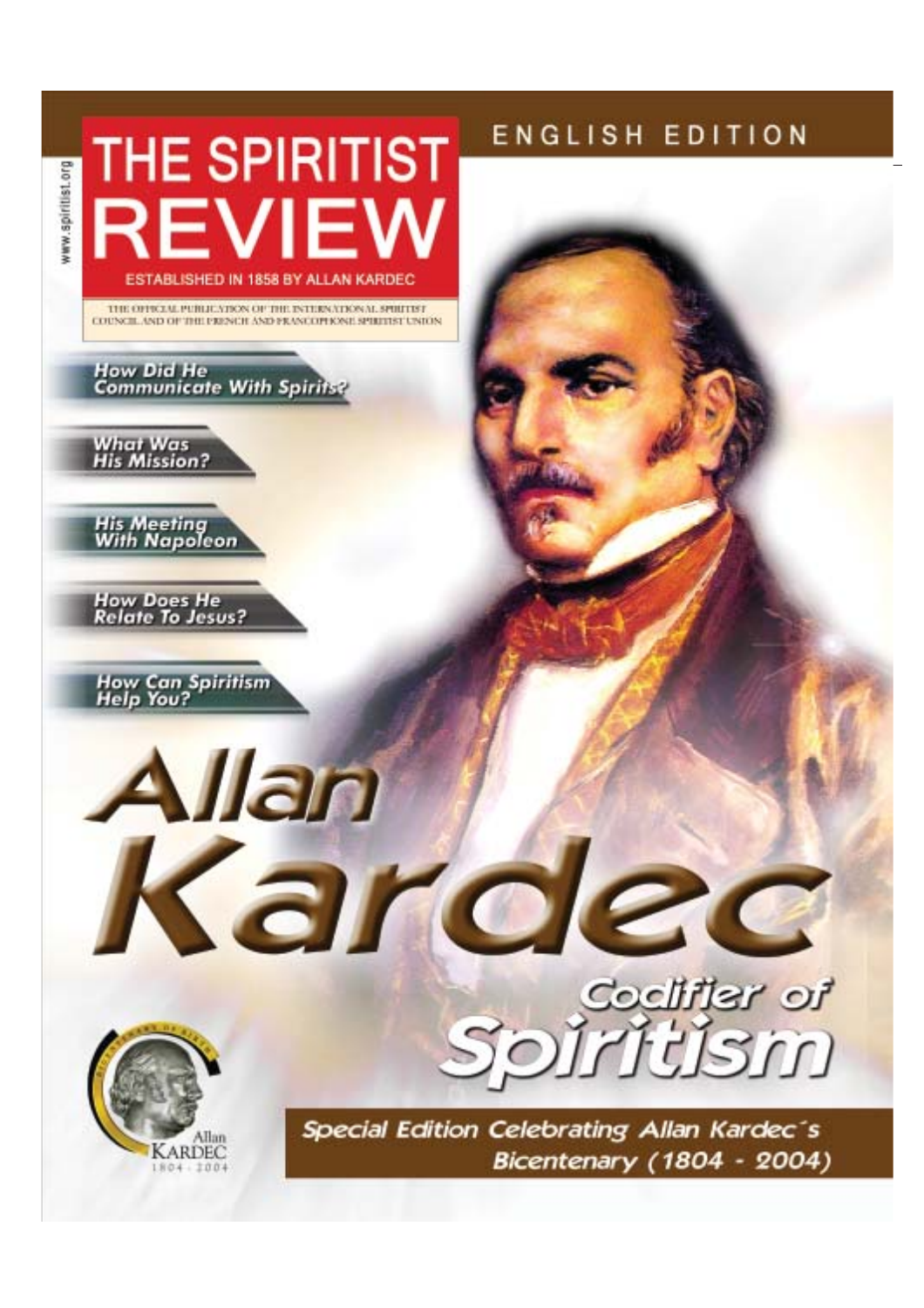www.spiritist.org

# THE SPIRITIST REVIEW

ENGLISH EDITION

ESTABLISHED IN 1858 BY ALLAN KARDEC

THE OFFICIAL PUBLICATION OF THE INTERNATIONAL SPIRITIST COUNCIL AND OF THE FRENCH AND FRANCOPHONE SPIRITIST UNION

- How Did He Communicate With Spirits?
- What Was His Mission?
- His Meeting With Napoleon
- How Does He Relate To Jesus?
- How Can Spiritism Help You?

# Allan Kardec

## Codifier of Spiritism

Special Edition Celebrating Allan Kardec´s Bicentenary (1804 - 2004)

Allan Kardec 1804 - 2004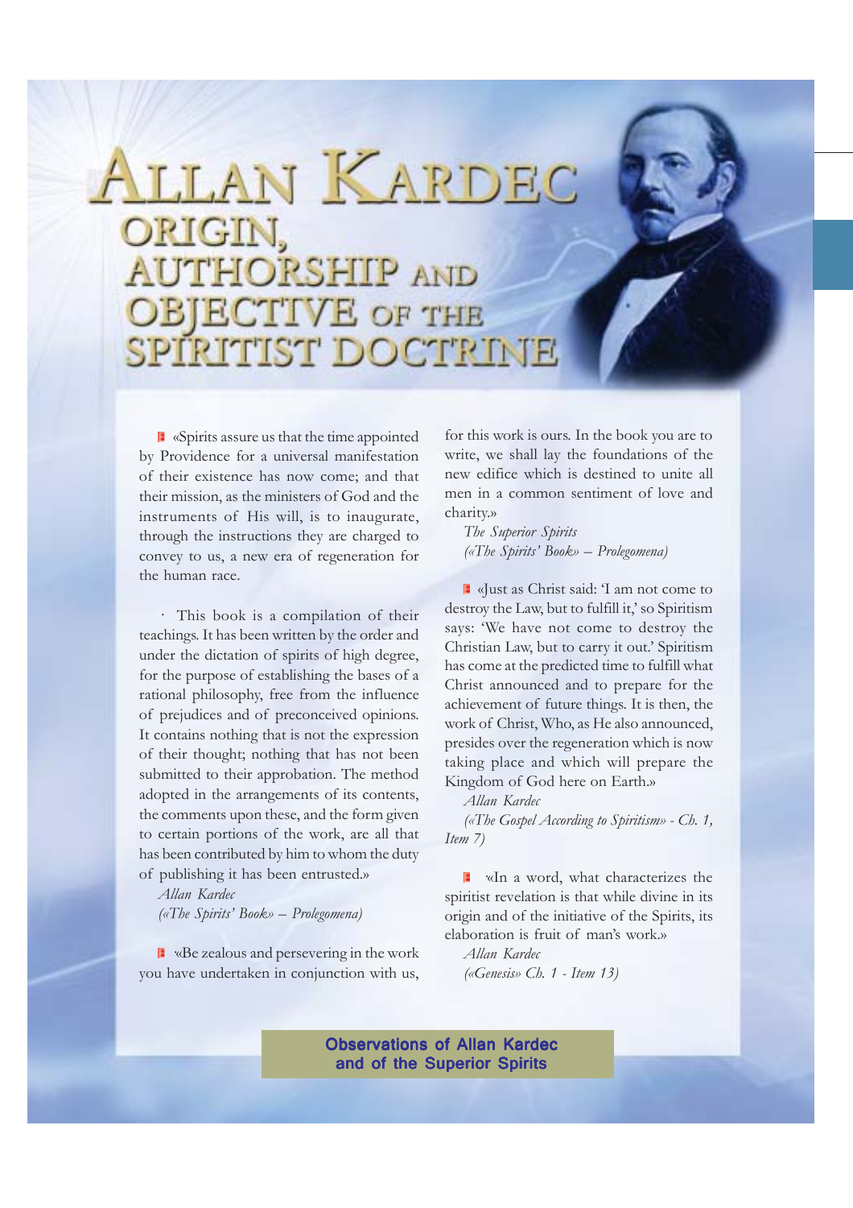# Allan Kardec

## Origin, Authorship and Objective of the Spiritist Doctrine

«Spirits assure us that the time appointed by Providence for a universal manifestation of their existence has now come; and that their mission, as the ministers of God and the instruments of His will, is to inaugurate, through the instructions they are charged to convey to us, a new era of regeneration for the human race.

· This book is a compilation of their teachings. It has been written by the order and under the dictation of spirits of high degree, for the purpose of establishing the bases of a rational philosophy, free from the influence of prejudices and of preconceived opinions. It contains nothing that is not the expression of their thought; nothing that has not been submitted to their approbation. The method adopted in the arrangements of its contents, the comments upon these, and the form given to certain portions of the work, are all that has been contributed by him to whom the duty of publishing it has been entrusted.»

*Allan Kardec*
*(«The Spirits' Book» – Prolegomena)*

«Be zealous and persevering in the work you have undertaken in conjunction with us, for this work is ours. In the book you are to write, we shall lay the foundations of the new edifice which is destined to unite all men in a common sentiment of love and charity.»

*The Superior Spirits*
*(«The Spirits' Book» – Prolegomena)*

«Just as Christ said: 'I am not come to destroy the Law, but to fulfill it,' so Spiritism says: 'We have not come to destroy the Christian Law, but to carry it out.' Spiritism has come at the predicted time to fulfill what Christ announced and to prepare for the achievement of future things. It is then, the work of Christ, Who, as He also announced, presides over the regeneration which is now taking place and which will prepare the Kingdom of God here on Earth.»

*Allan Kardec*
*(«The Gospel According to Spiritism» - Ch. 1, Item 7)*

«In a word, what characterizes the spiritist revelation is that while divine in its origin and of the initiative of the Spirits, its elaboration is fruit of man's work.»

*Allan Kardec*
*(«Genesis» Ch. 1 - Item 13)*

**Observations of Allan Kardec and of the Superior Spirits**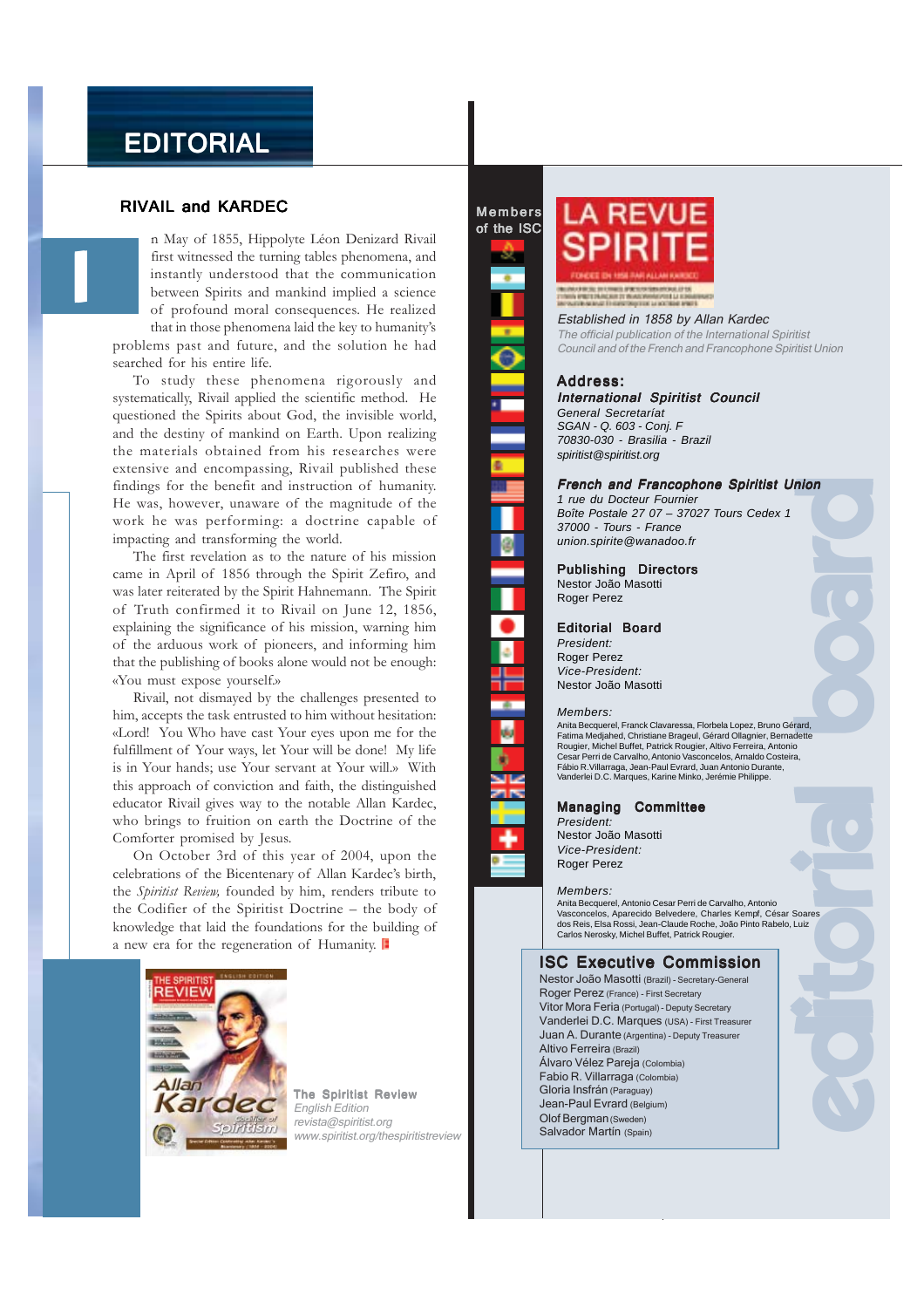# EDITORIAL

## RIVAIL and KARDEC

In May of 1855, Hippolyte Léon Denizard Rivail first witnessed the turning tables phenomena, and instantly understood that the communication between Spirits and mankind implied a science of profound moral consequences. He realized that in those phenomena laid the key to humanity's problems past and future, and the solution he had searched for his entire life.

To study these phenomena rigorously and systematically, Rivail applied the scientific method. He questioned the Spirits about God, the invisible world, and the destiny of mankind on Earth. Upon realizing the materials obtained from his researches were extensive and encompassing, Rivail published these findings for the benefit and instruction of humanity. He was, however, unaware of the magnitude of the work he was performing: a doctrine capable of impacting and transforming the world.

The first revelation as to the nature of his mission came in April of 1856 through the Spirit Zefiro, and was later reiterated by the Spirit Hahnemann. The Spirit of Truth confirmed it to Rivail on June 12, 1856, explaining the significance of his mission, warning him of the arduous work of pioneers, and informing him that the publishing of books alone would not be enough: «You must expose yourself.»

Rivail, not dismayed by the challenges presented to him, accepts the task entrusted to him without hesitation: «Lord! You Who have cast Your eyes upon me for the fulfillment of Your ways, let Your will be done! My life is in Your hands; use Your servant at Your will.» With this approach of conviction and faith, the distinguished educator Rivail gives way to the notable Allan Kardec, who brings to fruition on earth the Doctrine of the Comforter promised by Jesus.

On October 3rd of this year of 2004, upon the celebrations of the Bicentenary of Allan Kardec's birth, the *Spiritist Review,* founded by him, renders tribute to the Codifier of the Spiritist Doctrine – the body of knowledge that laid the foundations for the building of a new era for the regeneration of Humanity.

**The Spiritist Review**
*English Edition*
*revista@spiritist.org*
*www.spiritist.org/thespiritistreview*

---

Members of the ISC

# LA REVUE SPIRITE

*Established in 1858 by Allan Kardec*
*The official publication of the International Spiritist Council and of the French and Francophone Spiritist Union*

## editorial board

**Address:**

***International Spiritist Council***
*General Secretaríat*
*SGAN - Q. 603 - Conj. F*
*70830-030 - Brasilia - Brazil*
*spiritist@spiritist.org*

***French and Francophone Spiritist Union***
*1 rue du Docteur Fournier*
*Boîte Postale 27 07 – 37027 Tours Cedex 1*
*37000 - Tours - France*
*union.spirite@wanadoo.fr*

**Publishing Directors**
Nestor João Masotti
Roger Perez

**Editorial Board**
*President:*
Roger Perez
*Vice-President:*
Nestor João Masotti

*Members:*
Anita Becquerel, Franck Clavaressa, Florbela Lopez, Bruno Gérard, Fatima Medjahed, Christiane Brageul, Gérard Ollagnier, Bernadette Rougier, Michel Buffet, Patrick Rougier, Altivo Ferreira, Antonio Cesar Perri de Carvalho, Antonio Vasconcelos, Arnaldo Costeira, Fábio R.Villarraga, Jean-Paul Evrard, Juan Antonio Durante, Vanderlei D.C. Marques, Karine Minko, Jerémie Philippe.

**Managing Committee**
*President:*
Nestor João Masotti
*Vice-President:*
Roger Perez

*Members:*
Anita Becquerel, Antonio Cesar Perri de Carvalho, Antonio Vasconcelos, Aparecido Belvedere, Charles Kempf, César Soares dos Reis, Elsa Rossi, Jean-Claude Roche, João Pinto Rabelo, Luiz Carlos Nerosky, Michel Buffet, Patrick Rougier.

**ISC Executive Commission**
Nestor João Masotti (Brazil) - Secretary-General
Roger Perez (France) - First Secretary
Vitor Mora Feria (Portugal) - Deputy Secretary
Vanderlei D.C. Marques (USA) - First Treasurer
Juan A. Durante (Argentina) - Deputy Treasurer
Altivo Ferreira (Brazil)
Álvaro Vélez Pareja (Colombia)
Fabio R. Villarraga (Colombia)
Gloria Insfrán (Paraguay)
Jean-Paul Evrard (Belgium)
Olof Bergman (Sweden)
Salvador Martín (Spain)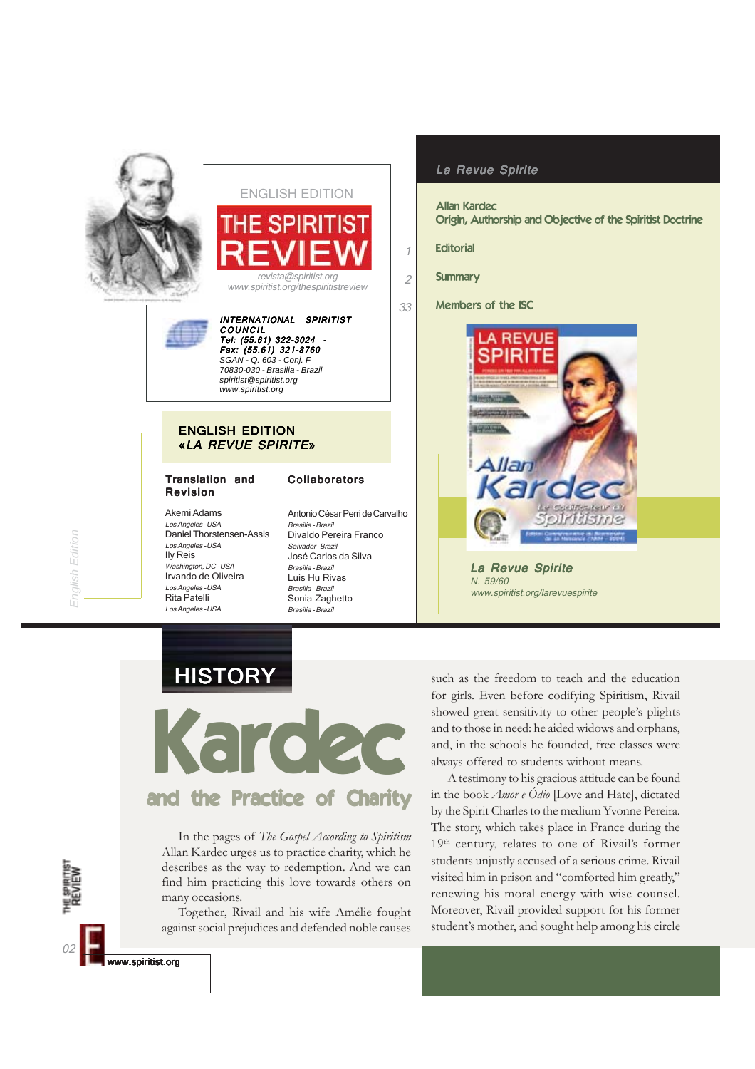ENGLISH EDITION

# THE SPIRITIST REVIEW

revista@spiritist.org
www.spiritist.org/thespiritistreview

**INTERNATIONAL SPIRITIST COUNCIL**
**Tel: (55.61) 322-3024 -**
**Fax: (55.61) 321-8760**
SGAN - Q. 603 - Conj. F
70830-030 - Brasilia - Brazil
spiritist@spiritist.org
www.spiritist.org

**ENGLISH EDITION**
**«LA REVUE SPIRITE»**

| Translation and Revision | Collaborators |
|---|---|
| Akemi Adams<br>*Los Angeles - USA* | Antonio César Perri de Carvalho<br>*Brasilia - Brazil* |
| Daniel Thorstensen-Assis<br>*Los Angeles - USA* | Divaldo Pereira Franco<br>*Salvador - Brazil* |
| Ily Reis<br>*Washington, DC - USA* | José Carlos da Silva<br>*Brasilia - Brazil* |
| Irvando de Oliveira<br>*Los Angeles - USA* | Luis Hu Rivas<br>*Brasilia - Brazil* |
| Rita Patelli<br>*Los Angeles - USA* | Sonia Zaghetto<br>*Brasilia - Brazil* |

*La Revue Spirite*

Allan Kardec
Origin, Authorship and Objective of the Spiritist Doctrine

1 Editorial

2 Summary

33 Members of the ISC

**La Revue Spirite**
N. 59/60
www.spiritist.org/larevuespirite

## HISTORY

# Kardec
## and the Practice of Charity

In the pages of *The Gospel According to Spiritism* Allan Kardec urges us to practice charity, which he describes as the way to redemption. And we can find him practicing this love towards others on many occasions.

Together, Rivail and his wife Amélie fought against social prejudices and defended noble causes such as the freedom to teach and the education for girls. Even before codifying Spiritism, Rivail showed great sensitivity to other people's plights and to those in need: he aided widows and orphans, and, in the schools he founded, free classes were always offered to students without means.

A testimony to his gracious attitude can be found in the book *Amor e Ódio* [Love and Hate], dictated by the Spirit Charles to the medium Yvonne Pereira. The story, which takes place in France during the 19th century, relates to one of Rivail's former students unjustly accused of a serious crime. Rivail visited him in prison and "comforted him greatly," renewing his moral energy with wise counsel. Moreover, Rivail provided support for his former student's mother, and sought help among his circle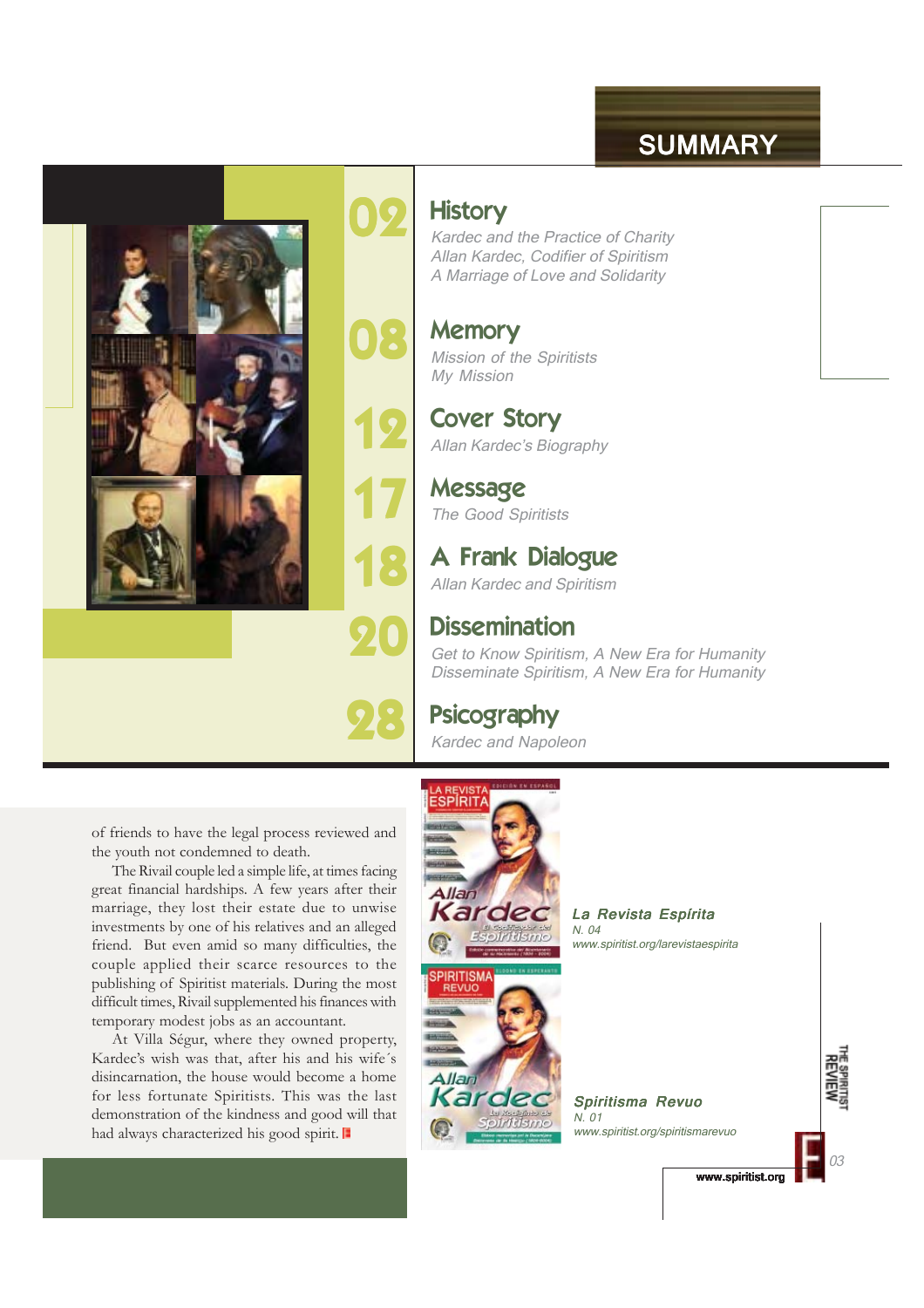# SUMMARY

**02** History

*Kardec and the Practice of Charity*
*Allan Kardec, Codifier of Spiritism*
*A Marriage of Love and Solidarity*

**08** Memory

*Mission of the Spiritists*
*My Mission*

**12** Cover Story

*Allan Kardec's Biography*

**17** Message

*The Good Spiritists*

**18** A Frank Dialogue

*Allan Kardec and Spiritism*

**20** Dissemination

*Get to Know Spiritism, A New Era for Humanity*
*Disseminate Spiritism, A New Era for Humanity*

**28** Psicography

*Kardec and Napoleon*

---

of friends to have the legal process reviewed and the youth not condemned to death.

The Rivail couple led a simple life, at times facing great financial hardships. A few years after their marriage, they lost their estate due to unwise investments by one of his relatives and an alleged friend. But even amid so many difficulties, the couple applied their scarce resources to the publishing of Spiritist materials. During the most difficult times, Rivail supplemented his finances with temporary modest jobs as an accountant.

At Villa Ségur, where they owned property, Kardec's wish was that, after his and his wife´s disincarnation, the house would become a home for less fortunate Spiritists. This was the last demonstration of the kindness and good will that had always characterized his good spirit.

---

***La Revista Espírita***
*N. 04*
*www.spiritist.org/larevistaespirita*

***Spiritisma Revuo***
*N. 01*
*www.spiritist.org/spiritismarevuo*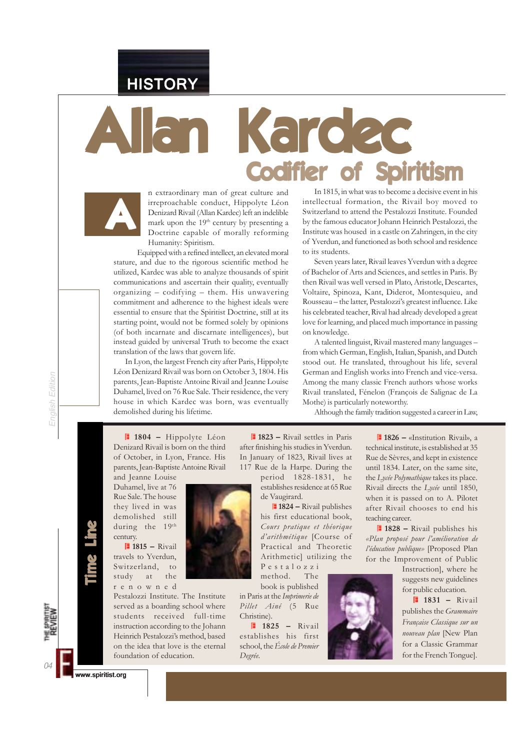# Allan Kardec

## Codifier of Spiritism

An extraordinary man of great culture and irreproachable conduct, Hippolyte Léon Denizard Rivail (Allan Kardec) left an indelible mark upon the 19th century by presenting a Doctrine capable of morally reforming Humanity: Spiritism.

Equipped with a refined intellect, an elevated moral stature, and due to the rigorous scientific method he utilized, Kardec was able to analyze thousands of spirit communications and ascertain their quality, eventually organizing – codifying – them. His unwavering commitment and adherence to the highest ideals were essential to ensure that the Spiritist Doctrine, still at its starting point, would not be formed solely by opinions (of both incarnate and discarnate intelligences), but instead guided by universal Truth to become the exact translation of the laws that govern life.

In Lyon, the largest French city after Paris, Hippolyte Léon Denizard Rivail was born on October 3, 1804. His parents, Jean-Baptiste Antoine Rivail and Jeanne Louise Duhamel, lived on 76 Rue Sale. Their residence, the very house in which Kardec was born, was eventually demolished during his lifetime.

In 1815, in what was to become a decisive event in his intellectual formation, the Rivail boy moved to Switzerland to attend the Pestalozzi Institute. Founded by the famous educator Johann Heinrich Pestalozzi, the Institute was housed in a castle on Zahringen, in the city of Yverdun, and functioned as both school and residence to its students.

Seven years later, Rivail leaves Yverdun with a degree of Bachelor of Arts and Sciences, and settles in Paris. By then Rivail was well versed in Plato, Aristotle, Descartes, Voltaire, Spinoza, Kant, Diderot, Montesquieu, and Rousseau – the latter, Pestalozzi's greatest influence. Like his celebrated teacher, Rival had already developed a great love for learning, and placed much importance in passing on knowledge.

A talented linguist, Rivail mastered many languages – from which German, English, Italian, Spanish, and Dutch stood out. He translated, throughout his life, several German and English works into French and vice-versa. Among the many classic French authors whose works Rivail translated, Fénelon (François de Salignac de La Mothe) is particularly noteworthy.

Although the family tradition suggested a career in Law,

## Time Line

**1804 –** Hippolyte Léon Denizard Rivail is born on the third of October, in Lyon, France. His parents, Jean-Baptiste Antoine Rivail and Jeanne Louise Duhamel, live at 76 Rue Sale. The house they lived in was demolished still during the 19th century.

**1815 –** Rivail travels to Yverdun, Switzerland, to study at the renowned Pestalozzi Institute. The Institute served as a boarding school where students received full-time instruction according to the Johann Heinrich Pestalozzi's method, based on the idea that love is the eternal foundation of education.

**1823 –** Rivail settles in Paris after finishing his studies in Yverdun. In January of 1823, Rivail lives at 117 Rue de la Harpe. During the period 1828-1831, he establishes residence at 65 Rue de Vaugirard.

**1824 –** Rivail publishes his first educational book, *Cours pratique et théorique d'arithmétique* [Course of Practical and Theoretic Arithmetic] utilizing the Pestalozzi method. The book is published in Paris at the *Imprimerie de Pillet Aîné* (5 Rue Christine).

**1825 –** Rivail establishes his first school, the *École de Premier Degrée*.

**1826 –** «Institution Rivail», a technical institute, is established at 35 Rue de Sèvres, and kept in existence until 1834. Later, on the same site, the *Lycée Polymathique* takes its place. Rivail directs the *Lycée* until 1850, when it is passed on to A. Pilotet after Rivail chooses to end his teaching career.

**1828 –** Rivail publishes his *«Plan proposé pour l'amélioration de l'éducation publique»* [Proposed Plan for the Improvement of Public Instruction], where he suggests new guidelines for public education.

**1831 –** Rivail publishes the *Grammaire Française Classique sur un nouveau plan* [New Plan for a Classic Grammar for the French Tongue].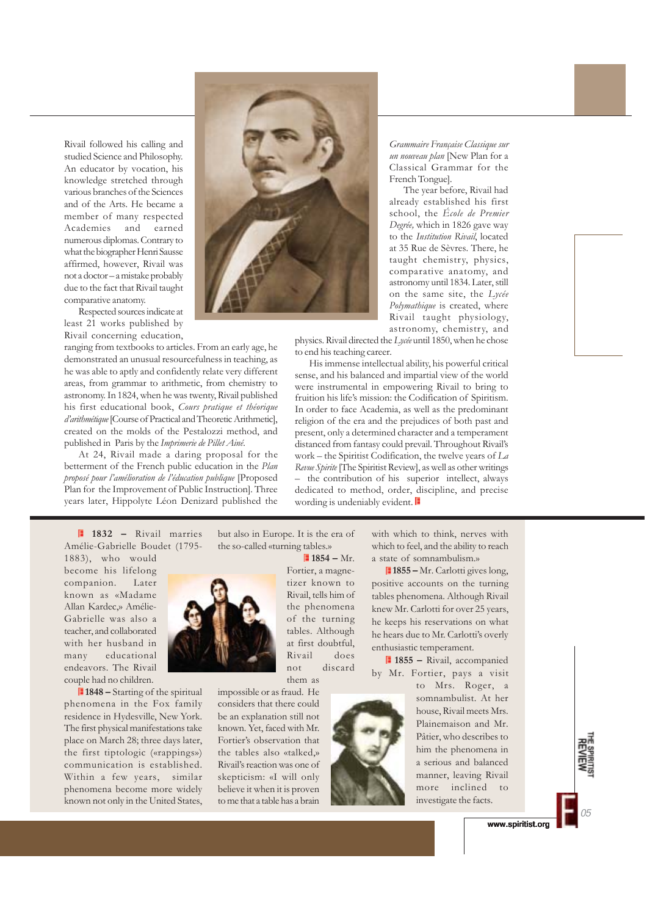Rivail followed his calling and studied Science and Philosophy. An educator by vocation, his knowledge stretched through various branches of the Sciences and of the Arts. He became a member of many respected Academies and earned numerous diplomas. Contrary to what the biographer Henri Sausse affirmed, however, Rivail was not a doctor – a mistake probably due to the fact that Rivail taught comparative anatomy.

Respected sources indicate at least 21 works published by Rivail concerning education, ranging from textbooks to articles. From an early age, he demonstrated an unusual resourcefulness in teaching, as he was able to aptly and confidently relate very different areas, from grammar to arithmetic, from chemistry to astronomy. In 1824, when he was twenty, Rivail published his first educational book, *Cours pratique et théorique d'arithmétique* [Course of Practical and Theoretic Arithmetic], created on the molds of the Pestalozzi method, and published in Paris by the *Imprimerie de Pillet Aîné*.

At 24, Rivail made a daring proposal for the betterment of the French public education in the *Plan proposé pour l'amélioration de l'éducation publique* [Proposed Plan for the Improvement of Public Instruction]. Three years later, Hippolyte Léon Denizard published the *Grammaire Française Classique sur un nouveau plan* [New Plan for a Classical Grammar for the French Tongue].

The year before, Rivail had already established his first school, the *École de Premier Degrée,* which in 1826 gave way to the *Institution Rivail*, located at 35 Rue de Sèvres. There, he taught chemistry, physics, comparative anatomy, and astronomy until 1834. Later, still on the same site, the *Lycée Polymathique* is created, where Rivail taught physiology, astronomy, chemistry, and physics. Rivail directed the *Lycée* until 1850, when he chose to end his teaching career.

His immense intellectual ability, his powerful critical sense, and his balanced and impartial view of the world were instrumental in empowering Rivail to bring to fruition his life's mission: the Codification of Spiritism. In order to face Academia, as well as the predominant religion of the era and the prejudices of both past and present, only a determined character and a temperament distanced from fantasy could prevail. Throughout Rivail's work – the Spiritist Codification, the twelve years of *La Revue Spirite* [The Spiritist Review], as well as other writings – the contribution of his superior intellect, always dedicated to method, order, discipline, and precise wording is undeniably evident.

**1832 –** Rivail marries Amélie-Gabrielle Boudet (1795-1883), who would become his lifelong companion. Later known as «Madame Allan Kardec,» Amélie-Gabrielle was also a teacher, and collaborated with her husband in many educational endeavors. The Rivail couple had no children.

**1848 –** Starting of the spiritual phenomena in the Fox family residence in Hydesville, New York. The first physical manifestations take place on March 28; three days later, the first tiptologic («rappings») communication is established. Within a few years, similar phenomena become more widely known not only in the United States, but also in Europe. It is the era of the so-called «turning tables.»

**1854 –** Mr. Fortier, a magnetizer known to Rivail, tells him of the phenomena of the turning tables. Although at first doubtful, Rivail does not discard them as impossible or as fraud. He considers that there could be an explanation still not known. Yet, faced with Mr. Fortier's observation that the tables also «talked,» Rivail's reaction was one of skepticism: «I will only believe it when it is proven to me that a table has a brain with which to think, nerves with which to feel, and the ability to reach a state of somnambulism.»

**1855 –** Mr. Carlotti gives long, positive accounts on the turning tables phenomena. Although Rivail knew Mr. Carlotti for over 25 years, he keeps his reservations on what he hears due to Mr. Carlotti's overly enthusiastic temperament.

**1855 –** Rivail, accompanied by Mr. Fortier, pays a visit to Mrs. Roger, a somnambulist. At her house, Rivail meets Mrs. Plainemaison and Mr. Pâtier, who describes to him the phenomena in a serious and balanced manner, leaving Rivail more inclined to investigate the facts.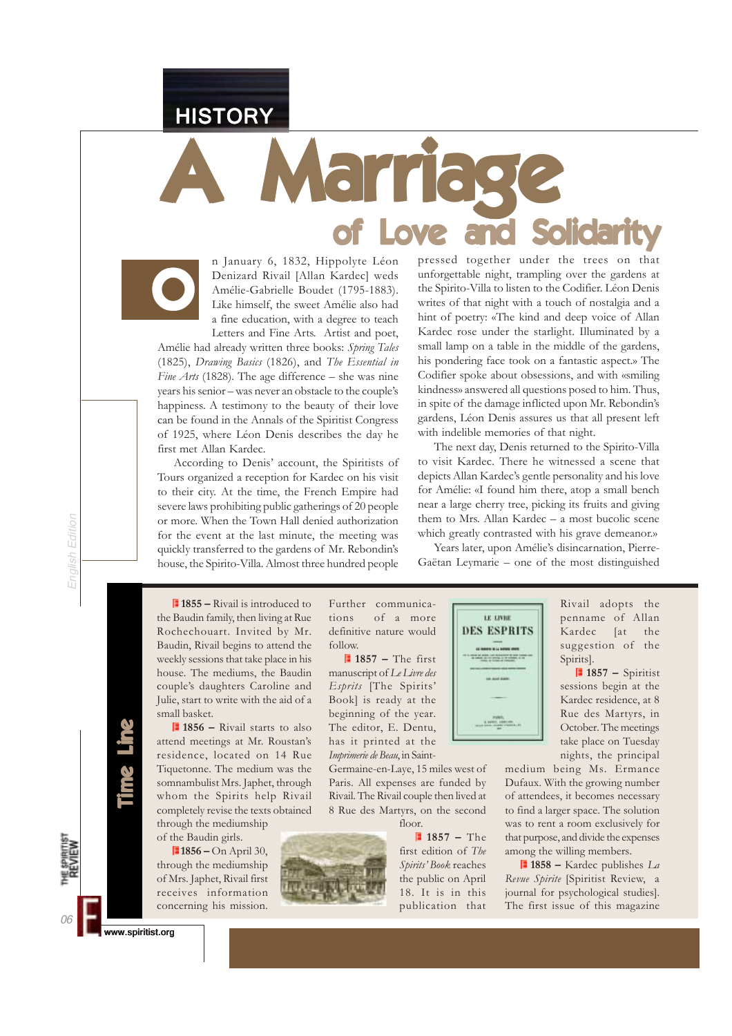# A Marriage of Love and Solidarity

On January 6, 1832, Hippolyte Léon Denizard Rivail [Allan Kardec] weds Amélie-Gabrielle Boudet (1795-1883). Like himself, the sweet Amélie also had a fine education, with a degree to teach Letters and Fine Arts. Artist and poet, Amélie had already written three books: *Spring Tales* (1825), *Drawing Basics* (1826), and *The Essential in Fine Arts* (1828). The age difference – she was nine years his senior – was never an obstacle to the couple's happiness. A testimony to the beauty of their love can be found in the Annals of the Spiritist Congress of 1925, where Léon Denis describes the day he first met Allan Kardec.

According to Denis' account, the Spiritists of Tours organized a reception for Kardec on his visit to their city. At the time, the French Empire had severe laws prohibiting public gatherings of 20 people or more. When the Town Hall denied authorization for the event at the last minute, the meeting was quickly transferred to the gardens of Mr. Rebondin's house, the Spirito-Villa. Almost three hundred people pressed together under the trees on that unforgettable night, trampling over the gardens at the Spirito-Villa to listen to the Codifier. Léon Denis writes of that night with a touch of nostalgia and a hint of poetry: «The kind and deep voice of Allan Kardec rose under the starlight. Illuminated by a small lamp on a table in the middle of the gardens, his pondering face took on a fantastic aspect.» The Codifier spoke about obsessions, and with «smiling kindness» answered all questions posed to him. Thus, in spite of the damage inflicted upon Mr. Rebondin's gardens, Léon Denis assures us that all present left with indelible memories of that night.

The next day, Denis returned to the Spirito-Villa to visit Kardec. There he witnessed a scene that depicts Allan Kardec's gentle personality and his love for Amélie: «I found him there, atop a small bench near a large cherry tree, picking its fruits and giving them to Mrs. Allan Kardec – a most bucolic scene which greatly contrasted with his grave demeanor.»

Years later, upon Amélie's disincarnation, Pierre-Gaëtan Leymarie – one of the most distinguished

## Time Line

**1855 –** Rivail is introduced to the Baudin family, then living at Rue Rochechouart. Invited by Mr. Baudin, Rivail begins to attend the weekly sessions that take place in his house. The mediums, the Baudin couple's daughters Caroline and Julie, start to write with the aid of a small basket.

**1856 –** Rivail starts to also attend meetings at Mr. Roustan's residence, located on 14 Rue Tiquetonne. The medium was the somnambulist Mrs. Japhet, through whom the Spirits help Rivail completely revise the texts obtained through the mediumship of the Baudin girls.

**1856 –** On April 30, through the mediumship of Mrs. Japhet, Rivail first receives information concerning his mission. Further communications of a more definitive nature would follow.

**1857 –** The first manuscript of *Le Livre des Esprits* [The Spirits' Book] is ready at the beginning of the year. The editor, E. Dentu, has it printed at the *Imprimerie de Beau*, in Saint-Germaine-en-Laye, 15 miles west of Paris. All expenses are funded by Rivail. The Rivail couple then lived at 8 Rue des Martyrs, on the second floor.

**1857 –** The first edition of *The Spirits' Book* reaches the public on April 18. It is in this publication that Rivail adopts the penname of Allan Kardec [at the suggestion of the Spirits].

**1857 –** Spiritist sessions begin at the Kardec residence, at 8 Rue des Martyrs, in October. The meetings take place on Tuesday nights, the principal medium being Ms. Ermance Dufaux. With the growing number of attendees, it becomes necessary to find a larger space. The solution was to rent a room exclusively for that purpose, and divide the expenses among the willing members.

**1858 –** Kardec publishes *La Revue Spirite* [Spiritist Review, a journal for psychological studies]. The first issue of this magazine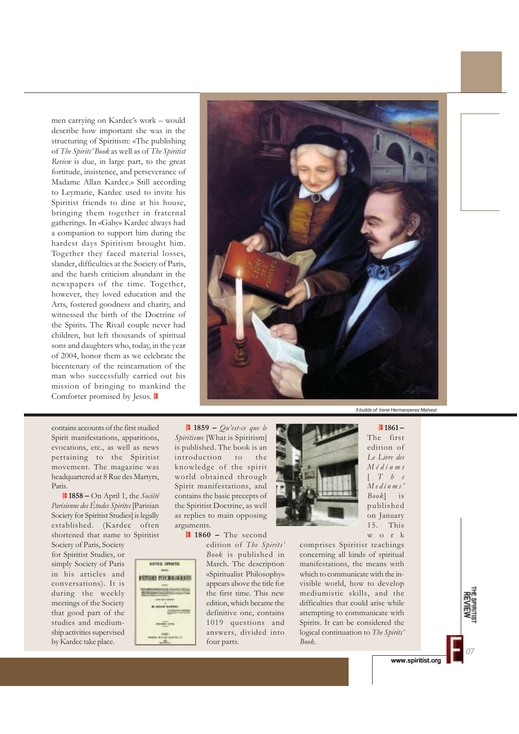men carrying on Kardec's work – would describe how important she was in the structuring of Spiritism: «The publishing of *The Spirits' Book* as well as of *The Spiritist Review* is due, in large part, to the great fortitude, insistence, and perseverance of Madame Allan Kardec.» Still according to Leymarie, Kardec used to invite his Spiritist friends to dine at his house, bringing them together in fraternal gatherings. In «Gaby» Kardec always had a companion to support him during the hardest days Spiritism brought him. Together they faced material losses, slander, difficulties at the Society of Paris, and the harsh criticism abundant in the newspapers of the time. Together, however, they loved education and the Arts, fostered goodness and charity, and witnessed the birth of the Doctrine of the Spirits. The Rivail couple never had children, but left thousands of spiritual sons and daughters who, today, in the year of 2004, honor them as we celebrate the bicentenary of the reincarnation of the man who successfully carried out his mission of bringing to mankind the Comforter promised by Jesus.

*It builds of: Irene Hermanperez Malvezi*

contains accounts of the first studied Spirit manifestations, apparitions, evocations, etc., as well as news pertaining to the Spiritist movement. The magazine was headquartered at 8 Rue des Martyrs, Paris.

**1858 –** On April 1, the *Société Parisienne des Études Spirites* [Parisian Society for Spiritist Studies] is legally established. (Kardec often shortened that name to Spiritist Society of Paris, Society for Spiritist Studies, or simply Society of Paris in his articles and conversations). It is during the weekly meetings of the Society that good part of the studies and mediumship activities supervised by Kardec take place.

**1859 –** *Qu'est-ce que le Spiritisme* [What is Spiritism] is published. The book is an introduction to the knowledge of the spirit world obtained through Spirit manifestations, and contains the basic precepts of the Spiritist Doctrine, as well as replies to main opposing arguments.

**1860 –** The second edition of *The Spirits' Book* is published in March. The description «Spiritualist Philosophy» appears above the title for the first time. This new edition, which became the definitive one, contains 1019 questions and answers, divided into four parts.

**1861 –** The first edition of *Le Livre des Médiums* [*The Mediums' Book*] is published on January 15. This work comprises Spiritist teachings concerning all kinds of spiritual manifestations, the means with which to communicate with the invisible world, how to develop mediumistic skills, and the difficulties that could arise while attempting to communicate with Spirits. It can be considered the logical continuation to *The Spirits' Book*.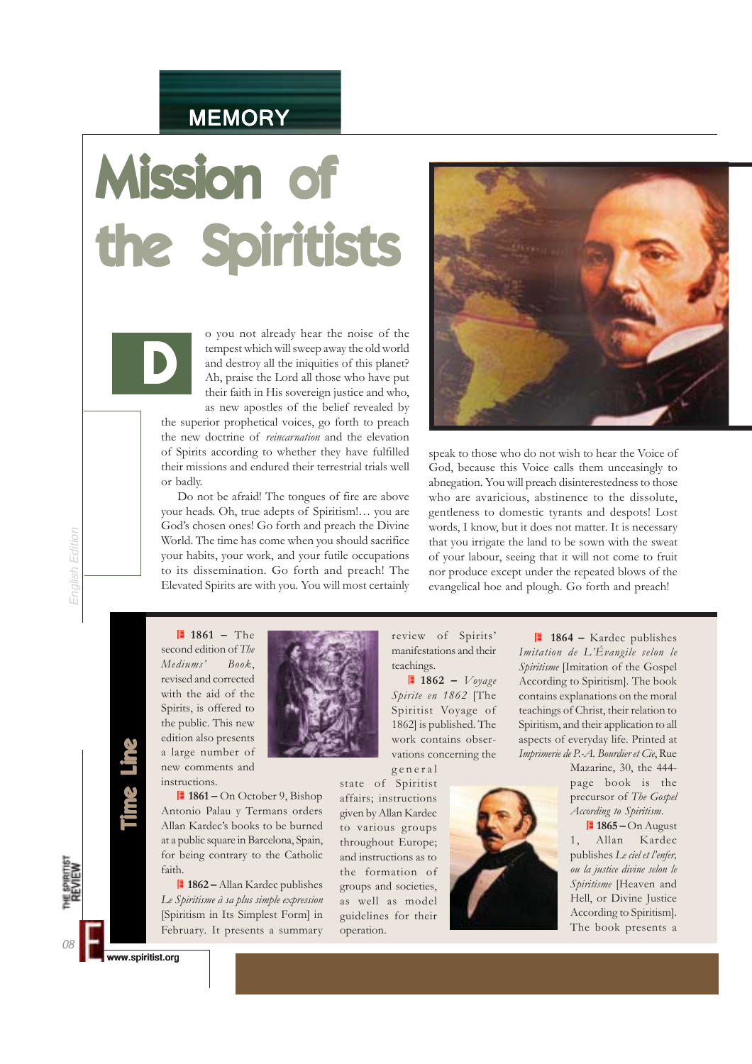MEMORY

# Mission of the Spiritists

Do you not already hear the noise of the tempest which will sweep away the old world and destroy all the iniquities of this planet? Ah, praise the Lord all those who have put their faith in His sovereign justice and who, as new apostles of the belief revealed by the superior prophetical voices, go forth to preach the new doctrine of *reincarnation* and the elevation of Spirits according to whether they have fulfilled their missions and endured their terrestrial trials well or badly.

Do not be afraid! The tongues of fire are above your heads. Oh, true adepts of Spiritism!… you are God's chosen ones! Go forth and preach the Divine World. The time has come when you should sacrifice your habits, your work, and your futile occupations to its dissemination. Go forth and preach! The Elevated Spirits are with you. You will most certainly speak to those who do not wish to hear the Voice of God, because this Voice calls them unceasingly to abnegation. You will preach disinterestedness to those who are avaricious, abstinence to the dissolute, gentleness to domestic tyrants and despots! Lost words, I know, but it does not matter. It is necessary that you irrigate the land to be sown with the sweat of your labour, seeing that it will not come to fruit nor produce except under the repeated blows of the evangelical hoe and plough. Go forth and preach!

## Time Line

**1861 –** The second edition of *The Mediums' Book*, revised and corrected with the aid of the Spirits, is offered to the public. This new edition also presents a large number of new comments and instructions.

**1861 –** On October 9, Bishop Antonio Palau y Termans orders Allan Kardec's books to be burned at a public square in Barcelona, Spain, for being contrary to the Catholic faith.

**1862 –** Allan Kardec publishes *Le Spiritisme à sa plus simple expression* [Spiritism in Its Simplest Form] in February. It presents a summary review of Spirits' manifestations and their teachings.

**1862 –** *Voyage Spirite en 1862* [The Spiritist Voyage of 1862] is published. The work contains observations concerning the general state of Spiritist affairs; instructions given by Allan Kardec to various groups throughout Europe; and instructions as to the formation of groups and societies, as well as model guidelines for their operation.

**1864 –** Kardec publishes *Imitation de L'Évangile selon le Spiritisme* [Imitation of the Gospel According to Spiritism]. The book contains explanations on the moral teachings of Christ, their relation to Spiritism, and their application to all aspects of everyday life. Printed at *Imprimerie de P.-A. Bourdier et Cie*, Rue Mazarine, 30, the 444-page book is the precursor of *The Gospel According to Spiritism*.

**1865 –** On August 1, Allan Kardec publishes *Le ciel et l'enfer, ou la justice divine selon le Spiritisme* [Heaven and Hell, or Divine Justice According to Spiritism]. The book presents a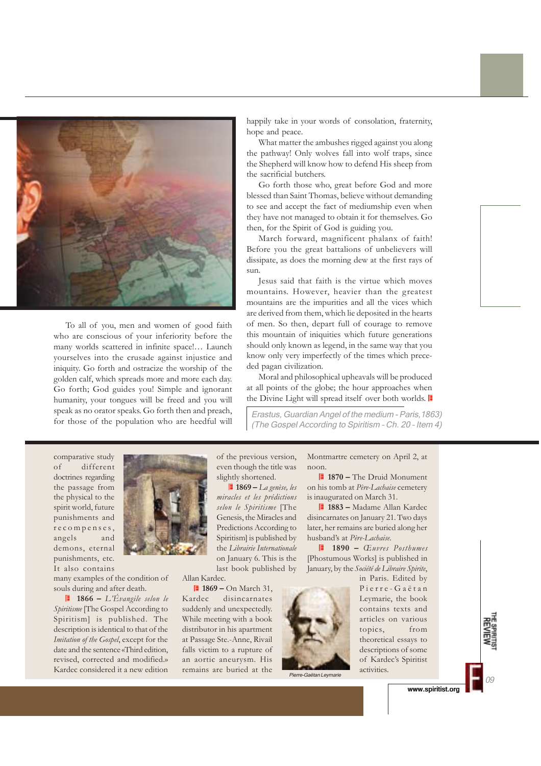To all of you, men and women of good faith who are conscious of your inferiority before the many worlds scattered in infinite space!… Launch yourselves into the crusade against injustice and iniquity. Go forth and ostracize the worship of the golden calf, which spreads more and more each day. Go forth; God guides you! Simple and ignorant humanity, your tongues will be freed and you will speak as no orator speaks. Go forth then and preach, for those of the population who are heedful will happily take in your words of consolation, fraternity, hope and peace.

What matter the ambushes rigged against you along the pathway! Only wolves fall into wolf traps, since the Shepherd will know how to defend His sheep from the sacrificial butchers.

Go forth those who, great before God and more blessed than Saint Thomas, believe without demanding to see and accept the fact of mediumship even when they have not managed to obtain it for themselves. Go then, for the Spirit of God is guiding you.

March forward, magnificent phalanx of faith! Before you the great battalions of unbelievers will dissipate, as does the morning dew at the first rays of sun.

Jesus said that faith is the virtue which moves mountains. However, heavier than the greatest mountains are the impurities and all the vices which are derived from them, which lie deposited in the hearts of men. So then, depart full of courage to remove this mountain of iniquities which future generations should only known as legend, in the same way that you know only very imperfectly of the times which preceded pagan civilization.

Moral and philosophical upheavals will be produced at all points of the globe; the hour approaches when the Divine Light will spread itself over both worlds.

*Erastus, Guardian Angel of the medium - Paris, 1863)*
*(The Gospel According to Spiritism - Ch. 20 - Item 4)*

comparative study of different doctrines regarding the passage from the physical to the spirit world, future punishments and recompenses, angels and demons, eternal punishments, etc. It also contains many examples of the condition of souls during and after death.

**1866 –** *L'Évangile selon le Spiritisme* [The Gospel According to Spiritism] is published. The description is identical to that of the *Imitation of the Gospel*, except for the date and the sentence «Third edition, revised, corrected and modified.» Kardec considered it a new edition of the previous version, even though the title was slightly shortened.

**1869 –** *La genèse, les miracles et les prédictions selon le Spiritisme* [The Genesis, the Miracles and Predictions According to Spiritism] is published by the *Librairie Internationale* on January 6. This is the last book published by Allan Kardec.

**1869 –** On March 31, Kardec disincarnates suddenly and unexpectedly. While meeting with a book distributor in his apartment at Passage Ste.-Anne, Rivail falls victim to a rupture of an aortic aneurysm. His remains are buried at the Montmartre cemetery on April 2, at noon.

**1870 –** The Druid Monument on his tomb at *Père-Lachaise* cemetery is inaugurated on March 31.

**1883 –** Madame Allan Kardec disincarnates on January 21. Two days later, her remains are buried along her husband's at *Père-Lachaise*.

**1890 –** *Œuvres Posthumes* [Phostumous Works] is published in January, by the *Société de Libraire Spirite*, in Paris. Edited by Pierre-Gaëtan Leymarie, the book contains texts and articles on various topics, from theoretical essays to descriptions of some of Kardec's Spiritist activities.

Pierre-Gaëtan Leymarie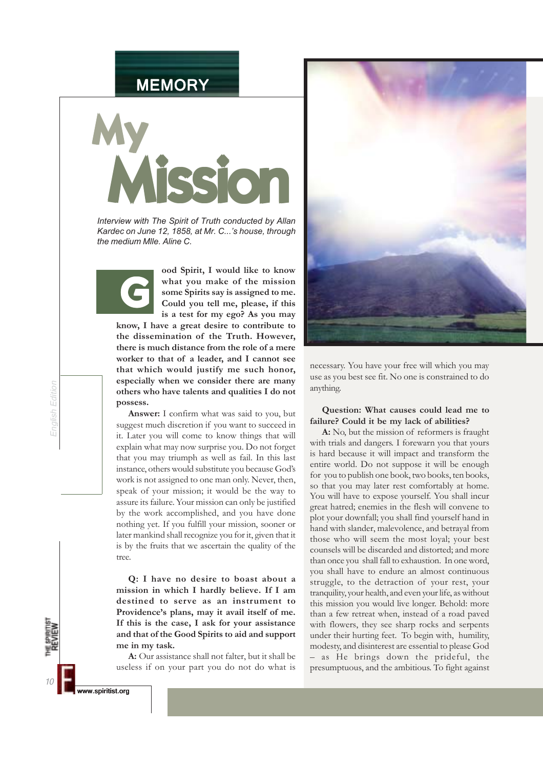MEMORY

# My Mission

*Interview with The Spirit of Truth conducted by Allan Kardec on June 12, 1858, at Mr. C...'s house, through the medium Mlle. Aline C.*

**Good Spirit, I would like to know what you make of the mission some Spirits say is assigned to me. Could you tell me, please, if this is a test for my ego? As you may know, I have a great desire to contribute to the dissemination of the Truth. However, there is much distance from the role of a mere worker to that of a leader, and I cannot see that which would justify me such honor, especially when we consider there are many others who have talents and qualities I do not possess.**

**Answer:** I confirm what was said to you, but suggest much discretion if you want to succeed in it. Later you will come to know things that will explain what may now surprise you. Do not forget that you may triumph as well as fail. In this last instance, others would substitute you because God's work is not assigned to one man only. Never, then, speak of your mission; it would be the way to assure its failure. Your mission can only be justified by the work accomplished, and you have done nothing yet. If you fulfill your mission, sooner or later mankind shall recognize you for it, given that it is by the fruits that we ascertain the quality of the tree.

**Q: I have no desire to boast about a mission in which I hardly believe. If I am destined to serve as an instrument to Providence's plans, may it avail itself of me. If this is the case, I ask for your assistance and that of the Good Spirits to aid and support me in my task.**

**A:** Our assistance shall not falter, but it shall be useless if on your part you do not do what is necessary. You have your free will which you may use as you best see fit. No one is constrained to do anything.

**Question: What causes could lead me to failure? Could it be my lack of abilities?**

**A:** No, but the mission of reformers is fraught with trials and dangers. I forewarn you that yours is hard because it will impact and transform the entire world. Do not suppose it will be enough for you to publish one book, two books, ten books, so that you may later rest comfortably at home. You will have to expose yourself. You shall incur great hatred; enemies in the flesh will convene to plot your downfall; you shall find yourself hand in hand with slander, malevolence, and betrayal from those who will seem the most loyal; your best counsels will be discarded and distorted; and more than once you shall fall to exhaustion. In one word, you shall have to endure an almost continuous struggle, to the detraction of your rest, your tranquility, your health, and even your life, as without this mission you would live longer. Behold: more than a few retreat when, instead of a road paved with flowers, they see sharp rocks and serpents under their hurting feet. To begin with, humility, modesty, and disinterest are essential to please God – as He brings down the prideful, the presumptuous, and the ambitious. To fight against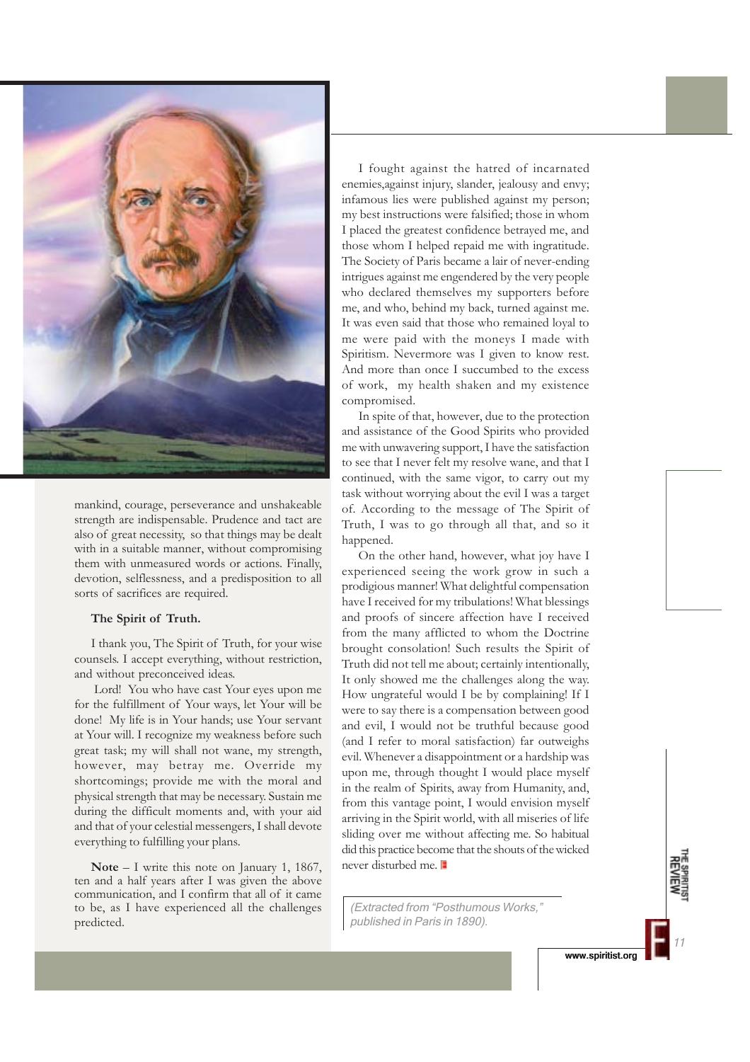mankind, courage, perseverance and unshakeable strength are indispensable. Prudence and tact are also of great necessity, so that things may be dealt with in a suitable manner, without compromising them with unmeasured words or actions. Finally, devotion, selflessness, and a predisposition to all sorts of sacrifices are required.

**The Spirit of Truth.**

I thank you, The Spirit of Truth, for your wise counsels. I accept everything, without restriction, and without preconceived ideas.

Lord! You who have cast Your eyes upon me for the fulfillment of Your ways, let Your will be done! My life is in Your hands; use Your servant at Your will. I recognize my weakness before such great task; my will shall not wane, my strength, however, may betray me. Override my shortcomings; provide me with the moral and physical strength that may be necessary. Sustain me during the difficult moments and, with your aid and that of your celestial messengers, I shall devote everything to fulfilling your plans.

**Note** – I write this note on January 1, 1867, ten and a half years after I was given the above communication, and I confirm that all of it came to be, as I have experienced all the challenges predicted.

I fought against the hatred of incarnated enemies,against injury, slander, jealousy and envy; infamous lies were published against my person; my best instructions were falsified; those in whom I placed the greatest confidence betrayed me, and those whom I helped repaid me with ingratitude. The Society of Paris became a lair of never-ending intrigues against me engendered by the very people who declared themselves my supporters before me, and who, behind my back, turned against me. It was even said that those who remained loyal to me were paid with the moneys I made with Spiritism. Nevermore was I given to know rest. And more than once I succumbed to the excess of work, my health shaken and my existence compromised.

In spite of that, however, due to the protection and assistance of the Good Spirits who provided me with unwavering support, I have the satisfaction to see that I never felt my resolve wane, and that I continued, with the same vigor, to carry out my task without worrying about the evil I was a target of. According to the message of The Spirit of Truth, I was to go through all that, and so it happened.

On the other hand, however, what joy have I experienced seeing the work grow in such a prodigious manner! What delightful compensation have I received for my tribulations! What blessings and proofs of sincere affection have I received from the many afflicted to whom the Doctrine brought consolation! Such results the Spirit of Truth did not tell me about; certainly intentionally, It only showed me the challenges along the way. How ungrateful would I be by complaining! If I were to say there is a compensation between good and evil, I would not be truthful because good (and I refer to moral satisfaction) far outweighs evil. Whenever a disappointment or a hardship was upon me, through thought I would place myself in the realm of Spirits, away from Humanity, and, from this vantage point, I would envision myself arriving in the Spirit world, with all miseries of life sliding over me without affecting me. So habitual did this practice become that the shouts of the wicked never disturbed me.

*(Extracted from "Posthumous Works," published in Paris in 1890).*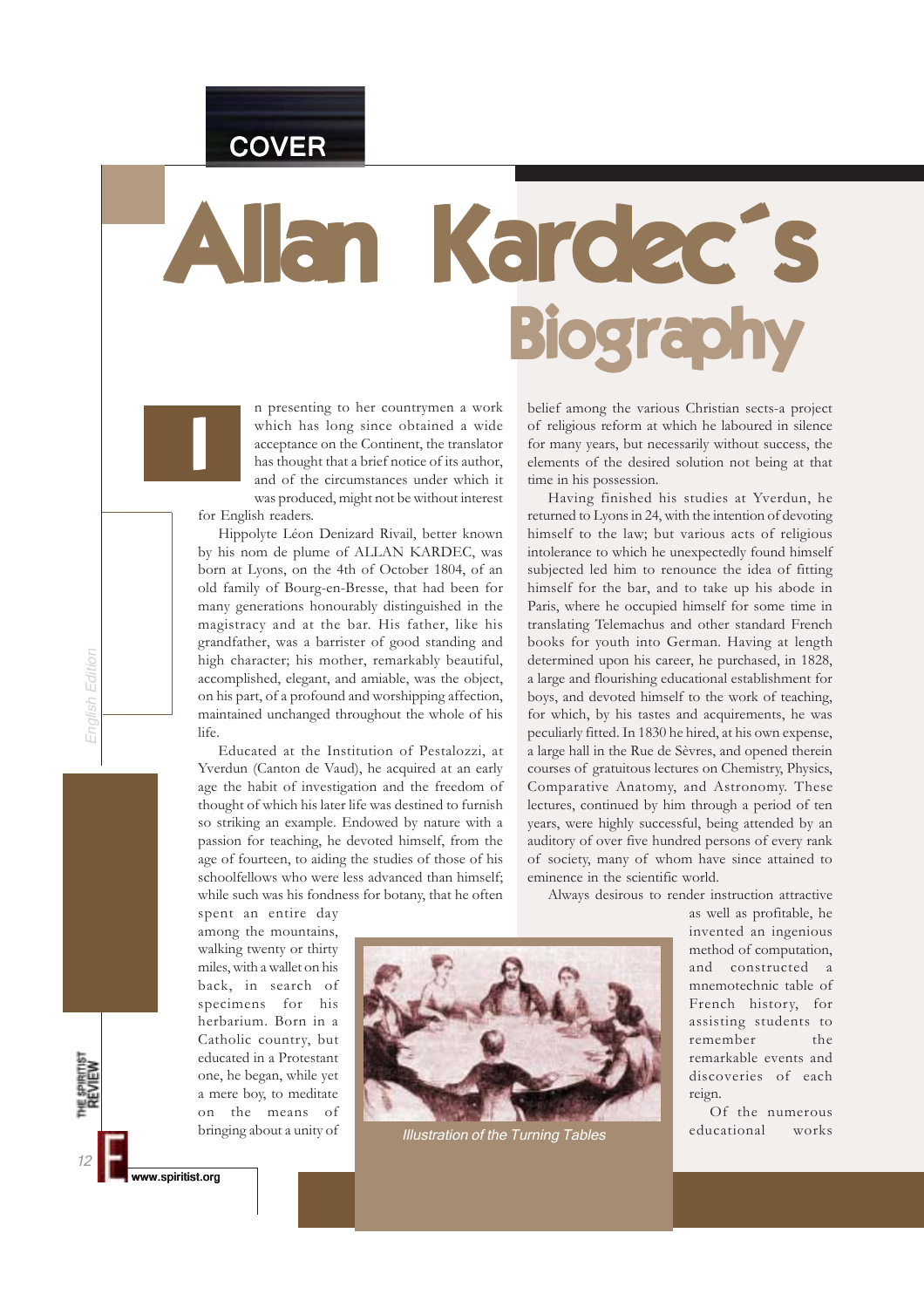# Allan Kardec´s Biography

In presenting to her countrymen a work which has long since obtained a wide acceptance on the Continent, the translator has thought that a brief notice of its author, and of the circumstances under which it was produced, might not be without interest for English readers.

Hippolyte Léon Denizard Rivail, better known by his nom de plume of ALLAN KARDEC, was born at Lyons, on the 4th of October 1804, of an old family of Bourg-en-Bresse, that had been for many generations honourably distinguished in the magistracy and at the bar. His father, like his grandfather, was a barrister of good standing and high character; his mother, remarkably beautiful, accomplished, elegant, and amiable, was the object, on his part, of a profound and worshipping affection, maintained unchanged throughout the whole of his life.

Educated at the Institution of Pestalozzi, at Yverdun (Canton de Vaud), he acquired at an early age the habit of investigation and the freedom of thought of which his later life was destined to furnish so striking an example. Endowed by nature with a passion for teaching, he devoted himself, from the age of fourteen, to aiding the studies of those of his schoolfellows who were less advanced than himself; while such was his fondness for botany, that he often spent an entire day among the mountains, walking twenty or thirty miles, with a wallet on his back, in search of specimens for his herbarium. Born in a Catholic country, but educated in a Protestant one, he began, while yet a mere boy, to meditate on the means of bringing about a unity of belief among the various Christian sects-a project of religious reform at which he laboured in silence for many years, but necessarily without success, the elements of the desired solution not being at that time in his possession.

Having finished his studies at Yverdun, he returned to Lyons in 24, with the intention of devoting himself to the law; but various acts of religious intolerance to which he unexpectedly found himself subjected led him to renounce the idea of fitting himself for the bar, and to take up his abode in Paris, where he occupied himself for some time in translating Telemachus and other standard French books for youth into German. Having at length determined upon his career, he purchased, in 1828, a large and flourishing educational establishment for boys, and devoted himself to the work of teaching, for which, by his tastes and acquirements, he was peculiarly fitted. In 1830 he hired, at his own expense, a large hall in the Rue de Sèvres, and opened therein courses of gratuitous lectures on Chemistry, Physics, Comparative Anatomy, and Astronomy. These lectures, continued by him through a period of ten years, were highly successful, being attended by an auditory of over five hundred persons of every rank of society, many of whom have since attained to eminence in the scientific world.

Always desirous to render instruction attractive as well as profitable, he invented an ingenious method of computation, and constructed a mnemotechnic table of French history, for assisting students to remember the remarkable events and discoveries of each reign.

*Illustration of the Turning Tables*

Of the numerous educational works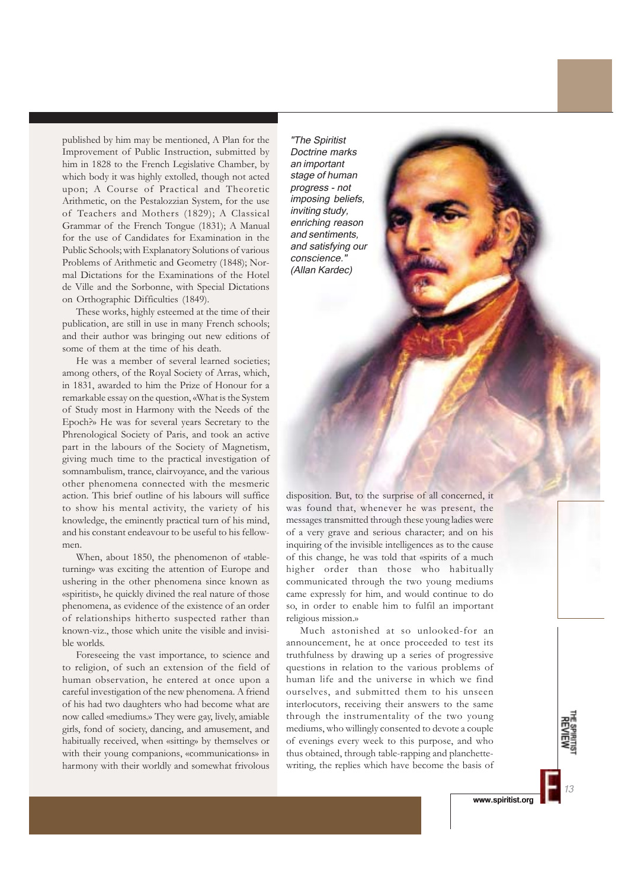published by him may be mentioned, A Plan for the Improvement of Public Instruction, submitted by him in 1828 to the French Legislative Chamber, by which body it was highly extolled, though not acted upon; A Course of Practical and Theoretic Arithmetic, on the Pestalozzian System, for the use of Teachers and Mothers (1829); A Classical Grammar of the French Tongue (1831); A Manual for the use of Candidates for Examination in the Public Schools; with Explanatory Solutions of various Problems of Arithmetic and Geometry (1848); Normal Dictations for the Examinations of the Hotel de Ville and the Sorbonne, with Special Dictations on Orthographic Difficulties (1849).

These works, highly esteemed at the time of their publication, are still in use in many French schools; and their author was bringing out new editions of some of them at the time of his death.

He was a member of several learned societies; among others, of the Royal Society of Arras, which, in 1831, awarded to him the Prize of Honour for a remarkable essay on the question, «What is the System of Study most in Harmony with the Needs of the Epoch?» He was for several years Secretary to the Phrenological Society of Paris, and took an active part in the labours of the Society of Magnetism, giving much time to the practical investigation of somnambulism, trance, clairvoyance, and the various other phenomena connected with the mesmeric action. This brief outline of his labours will suffice to show his mental activity, the variety of his knowledge, the eminently practical turn of his mind, and his constant endeavour to be useful to his fellow-men.

When, about 1850, the phenomenon of «table-turning» was exciting the attention of Europe and ushering in the other phenomena since known as «spiritist», he quickly divined the real nature of those phenomena, as evidence of the existence of an order of relationships hitherto suspected rather than known-viz., those which unite the visible and invisible worlds.

Foreseeing the vast importance, to science and to religion, of such an extension of the field of human observation, he entered at once upon a careful investigation of the new phenomena. A friend of his had two daughters who had become what are now called «mediums.» They were gay, lively, amiable girls, fond of society, dancing, and amusement, and habitually received, when «sitting» by themselves or with their young companions, «communications» in harmony with their worldly and somewhat frivolous disposition. But, to the surprise of all concerned, it was found that, whenever he was present, the messages transmitted through these young ladies were of a very grave and serious character; and on his inquiring of the invisible intelligences as to the cause of this change, he was told that «spirits of a much higher order than those who habitually communicated through the two young mediums came expressly for him, and would continue to do so, in order to enable him to fulfil an important religious mission.»

*"The Spiritist Doctrine marks an important stage of human progress - not imposing beliefs, inviting study, enriching reason and sentiments, and satisfying our conscience." (Allan Kardec)*

Much astonished at so unlooked-for an announcement, he at once proceeded to test its truthfulness by drawing up a series of progressive questions in relation to the various problems of human life and the universe in which we find ourselves, and submitted them to his unseen interlocutors, receiving their answers to the same through the instrumentality of the two young mediums, who willingly consented to devote a couple of evenings every week to this purpose, and who thus obtained, through table-rapping and planchette-writing, the replies which have become the basis of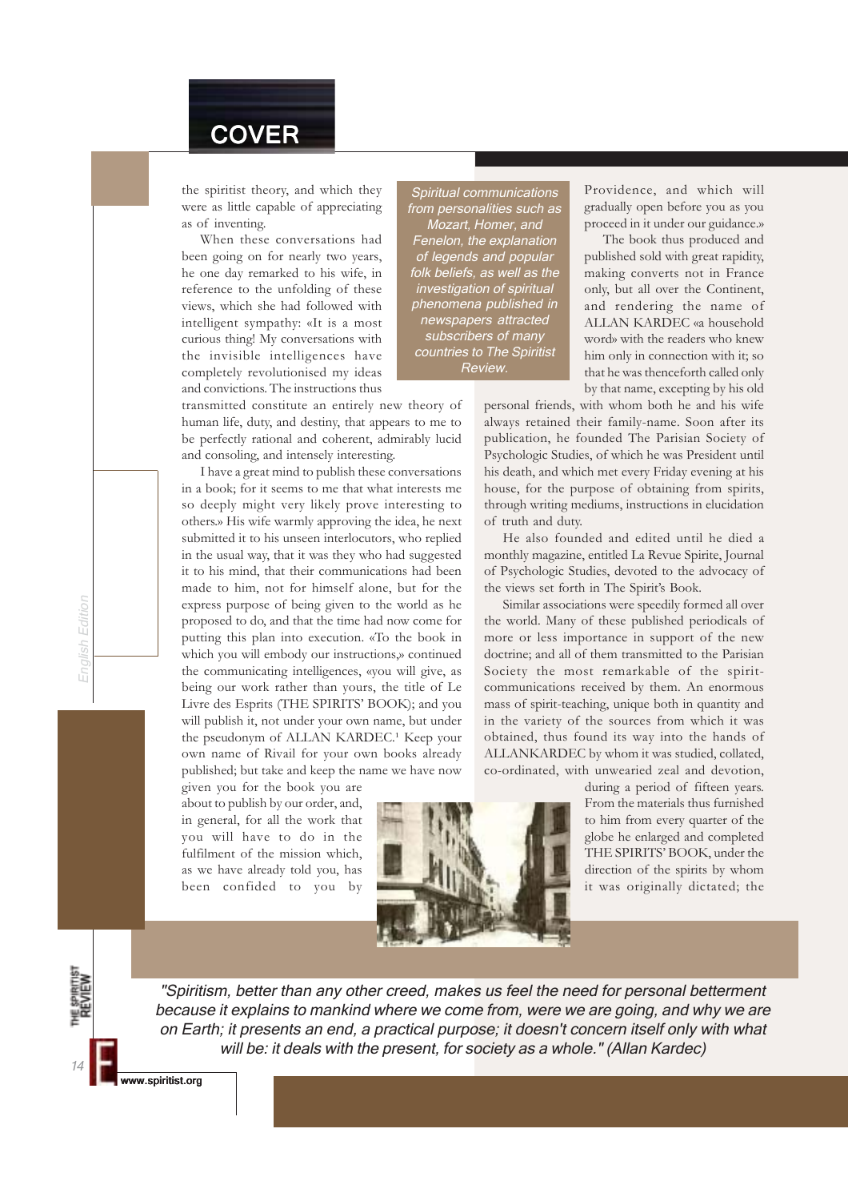the spiritist theory, and which they were as little capable of appreciating as of inventing.

When these conversations had been going on for nearly two years, he one day remarked to his wife, in reference to the unfolding of these views, which she had followed with intelligent sympathy: «It is a most curious thing! My conversations with the invisible intelligences have completely revolutionised my ideas and convictions. The instructions thus transmitted constitute an entirely new theory of human life, duty, and destiny, that appears to me to be perfectly rational and coherent, admirably lucid and consoling, and intensely interesting.

I have a great mind to publish these conversations in a book; for it seems to me that what interests me so deeply might very likely prove interesting to others.» His wife warmly approving the idea, he next submitted it to his unseen interlocutors, who replied in the usual way, that it was they who had suggested it to his mind, that their communications had been made to him, not for himself alone, but for the express purpose of being given to the world as he proposed to do, and that the time had now come for putting this plan into execution. «To the book in which you will embody our instructions,» continued the communicating intelligences, «you will give, as being our work rather than yours, the title of Le Livre des Esprits (THE SPIRITS' BOOK); and you will publish it, not under your own name, but under the pseudonym of ALLAN KARDEC.[1] Keep your own name of Rivail for your own books already published; but take and keep the name we have now given you for the book you are about to publish by our order, and, in general, for all the work that you will have to do in the fulfilment of the mission which, as we have already told you, has been confided to you by Providence, and which will gradually open before you as you proceed in it under our guidance.»

*Spiritual communications from personalities such as Mozart, Homer, and Fenelon, the explanation of legends and popular folk beliefs, as well as the investigation of spiritual phenomena published in newspapers attracted subscribers of many countries to The Spiritist Review.*

The book thus produced and published sold with great rapidity, making converts not in France only, but all over the Continent, and rendering the name of ALLAN KARDEC «a household word» with the readers who knew him only in connection with it; so that he was thenceforth called only by that name, excepting by his old personal friends, with whom both he and his wife always retained their family-name. Soon after its publication, he founded The Parisian Society of Psychologic Studies, of which he was President until his death, and which met every Friday evening at his house, for the purpose of obtaining from spirits, through writing mediums, instructions in elucidation of truth and duty.

He also founded and edited until he died a monthly magazine, entitled La Revue Spirite, Journal of Psychologic Studies, devoted to the advocacy of the views set forth in The Spirit's Book.

Similar associations were speedily formed all over the world. Many of these published periodicals of more or less importance in support of the new doctrine; and all of them transmitted to the Parisian Society the most remarkable of the spirit-communications received by them. An enormous mass of spirit-teaching, unique both in quantity and in the variety of the sources from which it was obtained, thus found its way into the hands of ALLANKARDEC by whom it was studied, collated, co-ordinated, with unwearied zeal and devotion, during a period of fifteen years. From the materials thus furnished to him from every quarter of the globe he enlarged and completed THE SPIRITS' BOOK, under the direction of the spirits by whom it was originally dictated; the

*"Spiritism, better than any other creed, makes us feel the need for personal betterment because it explains to mankind where we come from, were we are going, and why we are on Earth; it presents an end, a practical purpose; it doesn't concern itself only with what will be: it deals with the present, for society as a whole." (Allan Kardec)*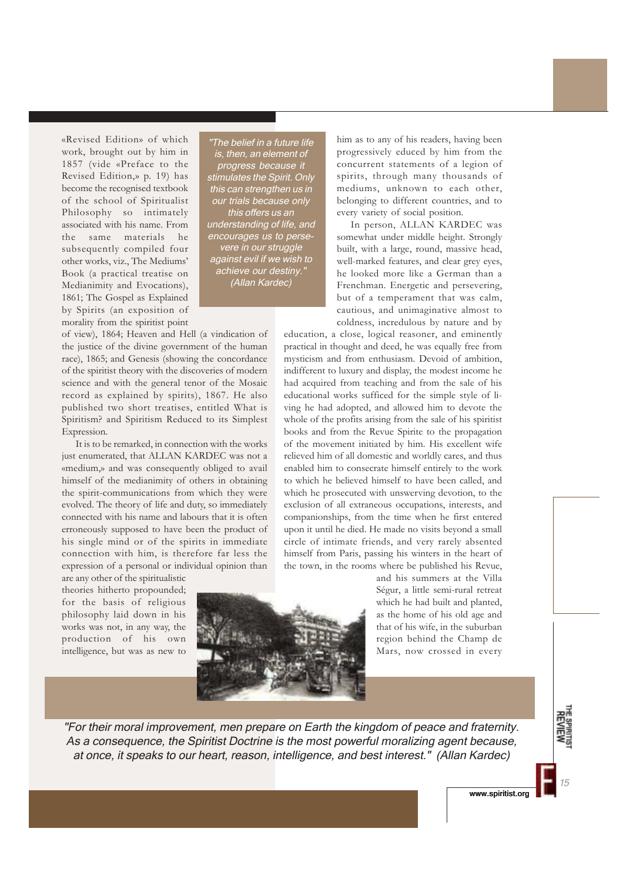«Revised Edition» of which work, brought out by him in 1857 (vide «Preface to the Revised Edition,» p. 19) has become the recognised textbook of the school of Spiritualist Philosophy so intimately associated with his name. From the same materials he subsequently compiled four other works, viz., The Mediums' Book (a practical treatise on Medianimity and Evocations), 1861; The Gospel as Explained by Spirits (an exposition of morality from the spiritist point of view), 1864; Heaven and Hell (a vindication of the justice of the divine government of the human race), 1865; and Genesis (showing the concordance of the spiritist theory with the discoveries of modern science and with the general tenor of the Mosaic record as explained by spirits), 1867. He also published two short treatises, entitled What is Spiritism? and Spiritism Reduced to its Simplest Expression.

*"The belief in a future life is, then, an element of progress because it stimulates the Spirit. Only this can strengthen us in our trials because only this offers us an understanding of life, and encourages us to persevere in our struggle against evil if we wish to achieve our destiny." (Allan Kardec)*

It is to be remarked, in connection with the works just enumerated, that ALLAN KARDEC was not a «medium,» and was consequently obliged to avail himself of the medianimity of others in obtaining the spirit-communications from which they were evolved. The theory of life and duty, so immediately connected with his name and labours that it is often erroneously supposed to have been the product of his single mind or of the spirits in immediate connection with him, is therefore far less the expression of a personal or individual opinion than are any other of the spiritualistic theories hitherto propounded; for the basis of religious philosophy laid down in his works was not, in any way, the production of his own intelligence, but was as new to him as to any of his readers, having been progressively educed by him from the concurrent statements of a legion of spirits, through many thousands of mediums, unknown to each other, belonging to different countries, and to every variety of social position.

In person, ALLAN KARDEC was somewhat under middle height. Strongly built, with a large, round, massive head, well-marked features, and clear grey eyes, he looked more like a German than a Frenchman. Energetic and persevering, but of a temperament that was calm, cautious, and unimaginative almost to coldness, incredulous by nature and by education, a close, logical reasoner, and eminently practical in thought and deed, he was equally free from mysticism and from enthusiasm. Devoid of ambition, indifferent to luxury and display, the modest income he had acquired from teaching and from the sale of his educational works sufficed for the simple style of living he had adopted, and allowed him to devote the whole of the profits arising from the sale of his spiritist books and from the Revue Spirite to the propagation of the movement initiated by him. His excellent wife relieved him of all domestic and worldly cares, and thus enabled him to consecrate himself entirely to the work to which he believed himself to have been called, and which he prosecuted with unswerving devotion, to the exclusion of all extraneous occupations, interests, and companionships, from the time when he first entered upon it until he died. He made no visits beyond a small circle of intimate friends, and very rarely absented himself from Paris, passing his winters in the heart of the town, in the rooms where be published his Revue, and his summers at the Villa Ségur, a little semi-rural retreat which he had built and planted, as the home of his old age and that of his wife, in the suburban region behind the Champ de Mars, now crossed in every

*"For their moral improvement, men prepare on Earth the kingdom of peace and fraternity. As a consequence, the Spiritist Doctrine is the most powerful moralizing agent because, at once, it speaks to our heart, reason, intelligence, and best interest." (Allan Kardec)*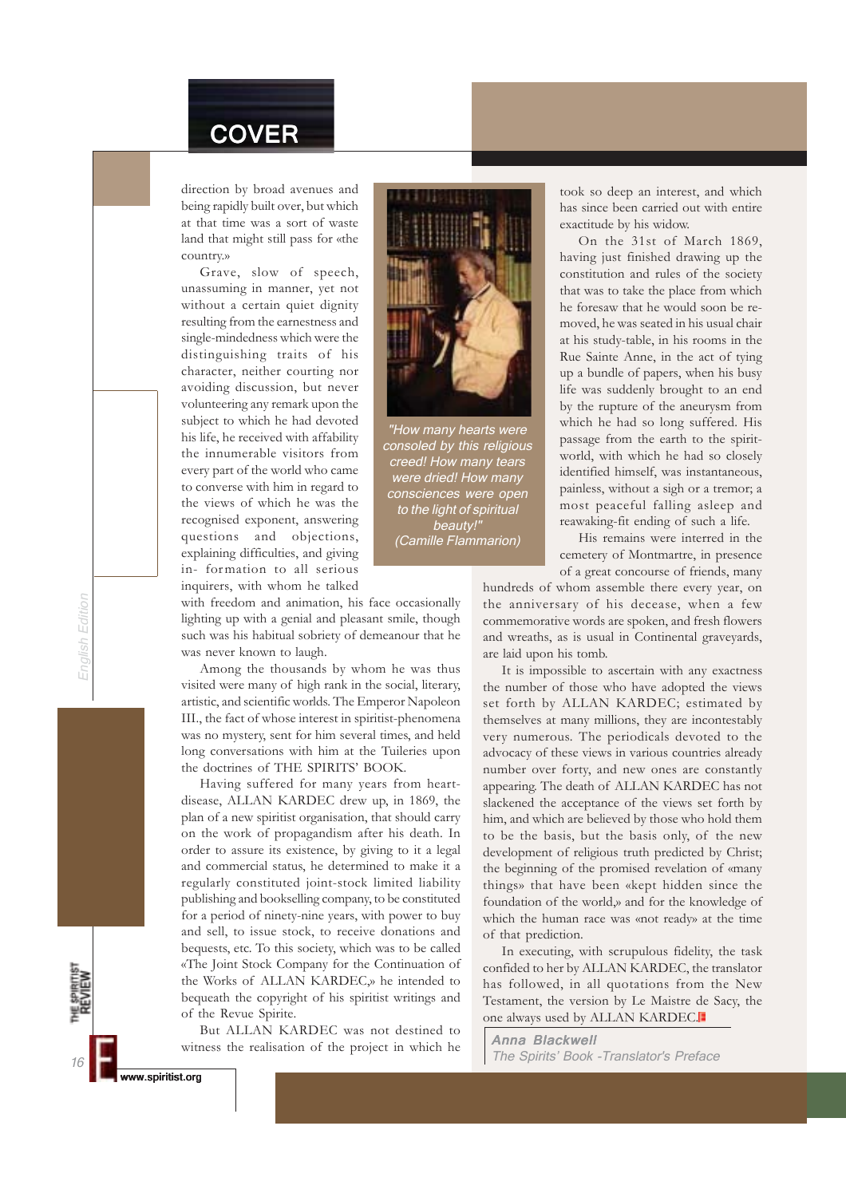direction by broad avenues and being rapidly built over, but which at that time was a sort of waste land that might still pass for «the country.»

Grave, slow of speech, unassuming in manner, yet not without a certain quiet dignity resulting from the earnestness and single-mindedness which were the distinguishing traits of his character, neither courting nor avoiding discussion, but never volunteering any remark upon the subject to which he had devoted his life, he received with affability the innumerable visitors from every part of the world who came to converse with him in regard to the views of which he was the recognised exponent, answering questions and objections, explaining difficulties, and giving in- formation to all serious inquirers, with whom he talked with freedom and animation, his face occasionally lighting up with a genial and pleasant smile, though such was his habitual sobriety of demeanour that he was never known to laugh.

*"How many hearts were consoled by this religious creed! How many tears were dried! How many consciences were open to the light of spiritual beauty!" (Camille Flammarion)*

Among the thousands by whom he was thus visited were many of high rank in the social, literary, artistic, and scientific worlds. The Emperor Napoleon III., the fact of whose interest in spiritist-phenomena was no mystery, sent for him several times, and held long conversations with him at the Tuileries upon the doctrines of THE SPIRITS' BOOK.

Having suffered for many years from heart-disease, ALLAN KARDEC drew up, in 1869, the plan of a new spiritist organisation, that should carry on the work of propagandism after his death. In order to assure its existence, by giving to it a legal and commercial status, he determined to make it a regularly constituted joint-stock limited liability publishing and bookselling company, to be constituted for a period of ninety-nine years, with power to buy and sell, to issue stock, to receive donations and bequests, etc. To this society, which was to be called «The Joint Stock Company for the Continuation of the Works of ALLAN KARDEC,» he intended to bequeath the copyright of his spiritist writings and of the Revue Spirite.

But ALLAN KARDEC was not destined to witness the realisation of the project in which he took so deep an interest, and which has since been carried out with entire exactitude by his widow.

On the 31st of March 1869, having just finished drawing up the constitution and rules of the society that was to take the place from which he foresaw that he would soon be removed, he was seated in his usual chair at his study-table, in his rooms in the Rue Sainte Anne, in the act of tying up a bundle of papers, when his busy life was suddenly brought to an end by the rupture of the aneurysm from which he had so long suffered. His passage from the earth to the spirit-world, with which he had so closely identified himself, was instantaneous, painless, without a sigh or a tremor; a most peaceful falling asleep and reawaking-fit ending of such a life.

His remains were interred in the cemetery of Montmartre, in presence of a great concourse of friends, many hundreds of whom assemble there every year, on the anniversary of his decease, when a few commemorative words are spoken, and fresh flowers and wreaths, as is usual in Continental graveyards, are laid upon his tomb.

It is impossible to ascertain with any exactness the number of those who have adopted the views set forth by ALLAN KARDEC; estimated by themselves at many millions, they are incontestably very numerous. The periodicals devoted to the advocacy of these views in various countries already number over forty, and new ones are constantly appearing. The death of ALLAN KARDEC has not slackened the acceptance of the views set forth by him, and which are believed by those who hold them to be the basis, but the basis only, of the new development of religious truth predicted by Christ; the beginning of the promised revelation of «many things» that have been «kept hidden since the foundation of the world,» and for the knowledge of which the human race was «not ready» at the time of that prediction.

In executing, with scrupulous fidelity, the task confided to her by ALLAN KARDEC, the translator has followed, in all quotations from the New Testament, the version by Le Maistre de Sacy, the one always used by ALLAN KARDEC.

**Anna Blackwell**
*The Spirits' Book -Translator's Preface*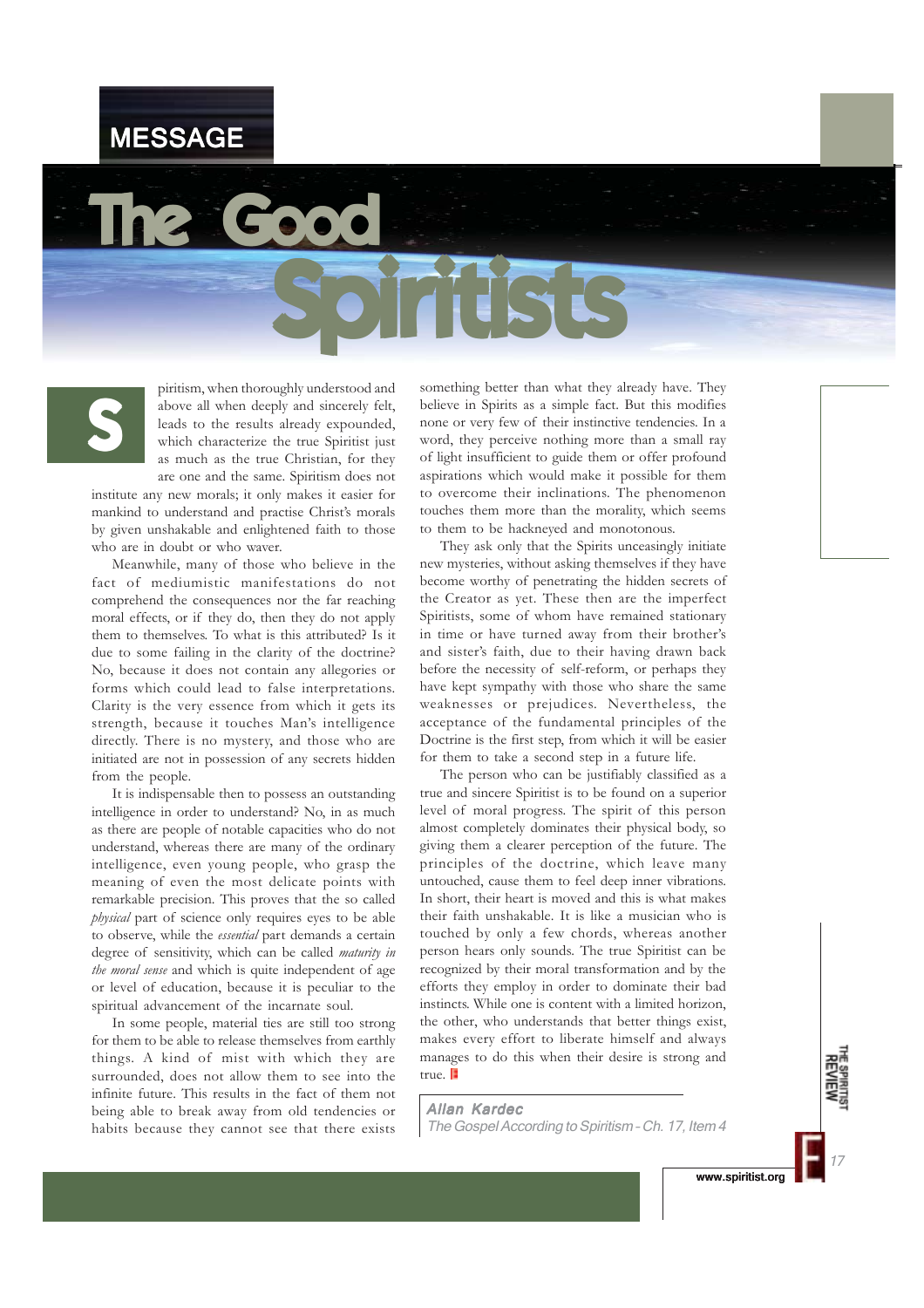MESSAGE

# The Good Spiritists

Spiritism, when thoroughly understood and above all when deeply and sincerely felt, leads to the results already expounded, which characterize the true Spiritist just as much as the true Christian, for they are one and the same. Spiritism does not institute any new morals; it only makes it easier for mankind to understand and practise Christ's morals by given unshakable and enlightened faith to those who are in doubt or who waver.

Meanwhile, many of those who believe in the fact of mediumistic manifestations do not comprehend the consequences nor the far reaching moral effects, or if they do, then they do not apply them to themselves. To what is this attributed? Is it due to some failing in the clarity of the doctrine? No, because it does not contain any allegories or forms which could lead to false interpretations. Clarity is the very essence from which it gets its strength, because it touches Man's intelligence directly. There is no mystery, and those who are initiated are not in possession of any secrets hidden from the people.

It is indispensable then to possess an outstanding intelligence in order to understand? No, in as much as there are people of notable capacities who do not understand, whereas there are many of the ordinary intelligence, even young people, who grasp the meaning of even the most delicate points with remarkable precision. This proves that the so called *physical* part of science only requires eyes to be able to observe, while the *essential* part demands a certain degree of sensitivity, which can be called *maturity in the moral sense* and which is quite independent of age or level of education, because it is peculiar to the spiritual advancement of the incarnate soul.

In some people, material ties are still too strong for them to be able to release themselves from earthly things. A kind of mist with which they are surrounded, does not allow them to see into the infinite future. This results in the fact of them not being able to break away from old tendencies or habits because they cannot see that there exists something better than what they already have. They believe in Spirits as a simple fact. But this modifies none or very few of their instinctive tendencies. In a word, they perceive nothing more than a small ray of light insufficient to guide them or offer profound aspirations which would make it possible for them to overcome their inclinations. The phenomenon touches them more than the morality, which seems to them to be hackneyed and monotonous.

They ask only that the Spirits unceasingly initiate new mysteries, without asking themselves if they have become worthy of penetrating the hidden secrets of the Creator as yet. These then are the imperfect Spiritists, some of whom have remained stationary in time or have turned away from their brother's and sister's faith, due to their having drawn back before the necessity of self-reform, or perhaps they have kept sympathy with those who share the same weaknesses or prejudices. Nevertheless, the acceptance of the fundamental principles of the Doctrine is the first step, from which it will be easier for them to take a second step in a future life.

The person who can be justifiably classified as a true and sincere Spiritist is to be found on a superior level of moral progress. The spirit of this person almost completely dominates their physical body, so giving them a clearer perception of the future. The principles of the doctrine, which leave many untouched, cause them to feel deep inner vibrations. In short, their heart is moved and this is what makes their faith unshakable. It is like a musician who is touched by only a few chords, whereas another person hears only sounds. The true Spiritist can be recognized by their moral transformation and by the efforts they employ in order to dominate their bad instincts. While one is content with a limited horizon, the other, who understands that better things exist, makes every effort to liberate himself and always manages to do this when their desire is strong and true.

*Allan Kardec*
*The Gospel According to Spiritism - Ch. 17, Item 4*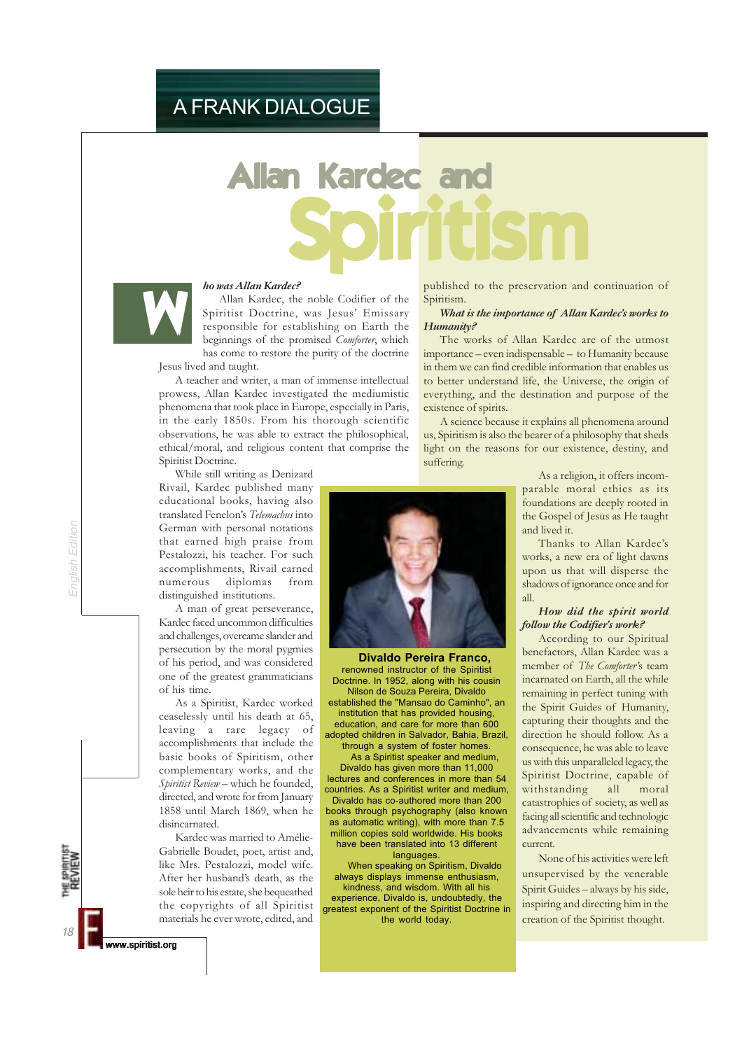## A FRANK DIALOGUE

# Allan Kardec and Spiritism

***Who was Allan Kardec?***

Allan Kardec, the noble Codifier of the Spiritist Doctrine, was Jesus' Emissary responsible for establishing on Earth the beginnings of the promised *Comforter*, which has come to restore the purity of the doctrine Jesus lived and taught.

A teacher and writer, a man of immense intellectual prowess, Allan Kardec investigated the mediumistic phenomena that took place in Europe, especially in Paris, in the early 1850s. From his thorough scientific observations, he was able to extract the philosophical, ethical/moral, and religious content that comprise the Spiritist Doctrine.

While still writing as Denizard Rivail, Kardec published many educational books, having also translated Fenelon's *Telemachus* into German with personal notations that earned high praise from Pestalozzi, his teacher. For such accomplishments, Rivail earned numerous diplomas from distinguished institutions.

A man of great perseverance, Kardec faced uncommon difficulties and challenges, overcame slander and persecution by the moral pygmies of his period, and was considered one of the greatest grammaticians of his time.

As a Spiritist, Kardec worked ceaselessly until his death at 65, leaving a rare legacy of accomplishments that include the basic books of Spiritism, other complementary works, and the *Spiritist Review* – which he founded, directed, and wrote for from January 1858 until March 1869, when he disincarnated.

Kardec was married to Amélie-Gabrielle Boudet, poet, artist and, like Mrs. Pestalozzi, model wife. After her husband's death, as the sole heir to his estate, she bequeathed the copyrights of all Spiritist materials he ever wrote, edited, and published to the preservation and continuation of Spiritism.

***What is the importance of Allan Kardec's works to Humanity?***

The works of Allan Kardec are of the utmost importance – even indispensable – to Humanity because in them we can find credible information that enables us to better understand life, the Universe, the origin of everything, and the destination and purpose of the existence of spirits.

A science because it explains all phenomena around us, Spiritism is also the bearer of a philosophy that sheds light on the reasons for our existence, destiny, and suffering.

As a religion, it offers incomparable moral ethics as its foundations are deeply rooted in the Gospel of Jesus as He taught and lived it.

Thanks to Allan Kardec's works, a new era of light dawns upon us that will disperse the shadows of ignorance once and for all.

***How did the spirit world follow the Codifier's work?***

According to our Spiritual benefactors, Allan Kardec was a member of *The Comforter*'s team incarnated on Earth, all the while remaining in perfect tuning with the Spirit Guides of Humanity, capturing their thoughts and the direction he should follow. As a consequence, he was able to leave us with this unparalleled legacy, the Spiritist Doctrine, capable of withstanding all moral catastrophies of society, as well as facing all scientific and technologic advancements while remaining current.

None of his activities were left unsupervised by the venerable Spirit Guides – always by his side, inspiring and directing him in the creation of the Spiritist thought.

**Divaldo Pereira Franco,** renowned instructor of the Spiritist Doctrine. In 1952, along with his cousin Nilson de Souza Pereira, Divaldo established the "Mansao do Caminho", an institution that has provided housing, education, and care for more than 600 adopted children in Salvador, Bahia, Brazil, through a system of foster homes.

As a Spiritist speaker and medium, Divaldo has given more than 11,000 lectures and conferences in more than 54 countries. As a Spiritist writer and medium, Divaldo has co-authored more than 200 books through psychography (also known as automatic writing), with more than 7.5 million copies sold worldwide. His books have been translated into 13 different languages.

When speaking on Spiritism, Divaldo always displays immense enthusiasm, kindness, and wisdom. With all his experience, Divaldo is, undoubtedly, the greatest exponent of the Spiritist Doctrine in the world today.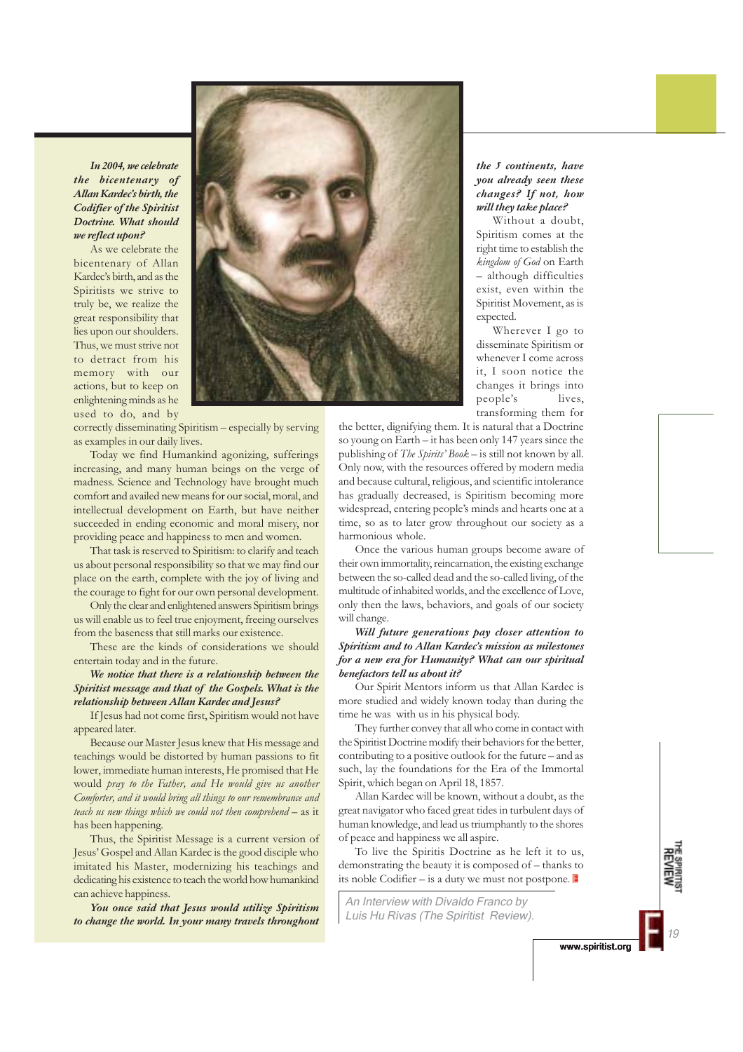***In 2004, we celebrate the bicentenary of Allan Kardec's birth, the Codifier of the Spiritist Doctrine. What should we reflect upon?***

As we celebrate the bicentenary of Allan Kardec's birth, and as the Spiritists we strive to truly be, we realize the great responsibility that lies upon our shoulders. Thus, we must strive not to detract from his memory with our actions, but to keep on enlightening minds as he used to do, and by correctly disseminating Spiritism – especially by serving as examples in our daily lives.

Today we find Humankind agonizing, sufferings increasing, and many human beings on the verge of madness. Science and Technology have brought much comfort and availed new means for our social, moral, and intellectual development on Earth, but have neither succeeded in ending economic and moral misery, nor providing peace and happiness to men and women.

That task is reserved to Spiritism: to clarify and teach us about personal responsibility so that we may find our place on the earth, complete with the joy of living and the courage to fight for our own personal development.

Only the clear and enlightened answers Spiritism brings us will enable us to feel true enjoyment, freeing ourselves from the baseness that still marks our existence.

These are the kinds of considerations we should entertain today and in the future.

***We notice that there is a relationship between the Spiritist message and that of the Gospels. What is the relationship between Allan Kardec and Jesus?***

If Jesus had not come first, Spiritism would not have appeared later.

Because our Master Jesus knew that His message and teachings would be distorted by human passions to fit lower, immediate human interests, He promised that He would *pray to the Father, and He would give us another Comforter, and it would bring all things to our remembrance and teach us new things which we could not then comprehend* – as it has been happening.

Thus, the Spiritist Message is a current version of Jesus' Gospel and Allan Kardec is the good disciple who imitated his Master, modernizing his teachings and dedicating his existence to teach the world how humankind can achieve happiness.

***You once said that Jesus would utilize Spiritism to change the world. In your many travels throughout the 5 continents, have you already seen these changes? If not, how will they take place?***

Without a doubt, Spiritism comes at the right time to establish the *kingdom of God* on Earth – although difficulties exist, even within the Spiritist Movement, as is expected.

Wherever I go to disseminate Spiritism or whenever I come across it, I soon notice the changes it brings into people's lives, transforming them for the better, dignifying them. It is natural that a Doctrine so young on Earth – it has been only 147 years since the publishing of *The Spirits' Book* – is still not known by all. Only now, with the resources offered by modern media and because cultural, religious, and scientific intolerance has gradually decreased, is Spiritism becoming more widespread, entering people's minds and hearts one at a time, so as to later grow throughout our society as a harmonious whole.

Once the various human groups become aware of their own immortality, reincarnation, the existing exchange between the so-called dead and the so-called living, of the multitude of inhabited worlds, and the excellence of Love, only then the laws, behaviors, and goals of our society will change.

***Will future generations pay closer attention to Spiritism and to Allan Kardec's mission as milestones for a new era for Humanity? What can our spiritual benefactors tell us about it?***

Our Spirit Mentors inform us that Allan Kardec is more studied and widely known today than during the time he was with us in his physical body.

They further convey that all who come in contact with the Spiritist Doctrine modify their behaviors for the better, contributing to a positive outlook for the future – and as such, lay the foundations for the Era of the Immortal Spirit, which began on April 18, 1857.

Allan Kardec will be known, without a doubt, as the great navigator who faced great tides in turbulent days of human knowledge, and lead us triumphantly to the shores of peace and happiness we all aspire.

To live the Spiritis Doctrine as he left it to us, demonstrating the beauty it is composed of – thanks to its noble Codifier – is a duty we must not postpone.

*An Interview with Divaldo Franco by Luis Hu Rivas (The Spiritist Review).*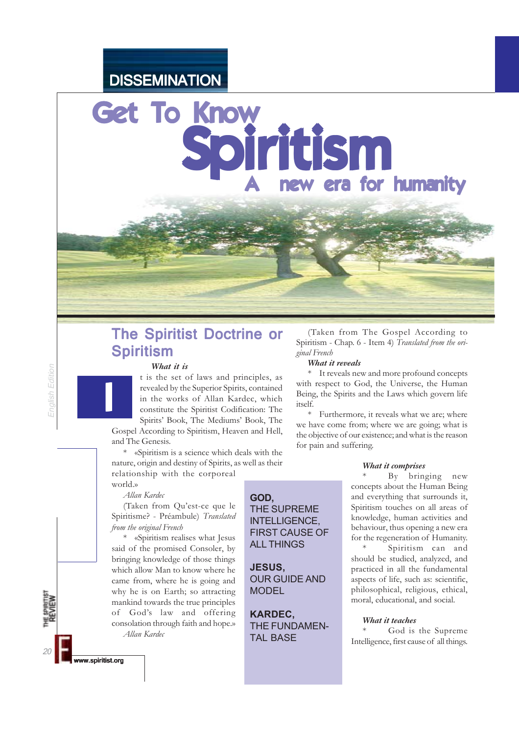DISSEMINATION

# Get To Know Spiritism

## A new era for humanity

## The Spiritist Doctrine or Spiritism

***What it is***

It is the set of laws and principles, as revealed by the Superior Spirits, contained in the works of Allan Kardec, which constitute the Spiritist Codification: The Spirits' Book, The Mediums' Book, The Gospel According to Spiritism, Heaven and Hell, and The Genesis.

\* «Spiritism is a science which deals with the nature, origin and destiny of Spirits, as well as their relationship with the corporeal world.»

*Allan Kardec*

(Taken from Qu'est-ce que le Spiritisme? - Préambule) *Translated from the original French*

\* «Spiritism realises what Jesus said of the promised Consoler, by bringing knowledge of those things which allow Man to know where he came from, where he is going and why he is on Earth; so attracting mankind towards the true principles of God's law and offering consolation through faith and hope.»

*Allan Kardec*

(Taken from The Gospel According to Spiritism - Chap. 6 - Item 4) *Translated from the original French*

***What it reveals***

\* It reveals new and more profound concepts with respect to God, the Universe, the Human Being, the Spirits and the Laws which govern life itself.

\* Furthermore, it reveals what we are; where we have come from; where we are going; what is the objective of our existence; and what is the reason for pain and suffering.

**GOD,**
THE SUPREME INTELLIGENCE, FIRST CAUSE OF ALL THINGS

**JESUS,**
OUR GUIDE AND MODEL

**KARDEC,**
THE FUNDAMENTAL BASE

***What it comprises***

\* By bringing new concepts about the Human Being and everything that surrounds it, Spiritism touches on all areas of knowledge, human activities and behaviour, thus opening a new era for the regeneration of Humanity.

\* Spiritism can and should be studied, analyzed, and practiced in all the fundamental aspects of life, such as: scientific, philosophical, religious, ethical, moral, educational, and social.

***What it teaches***

\* God is the Supreme Intelligence, first cause of all things.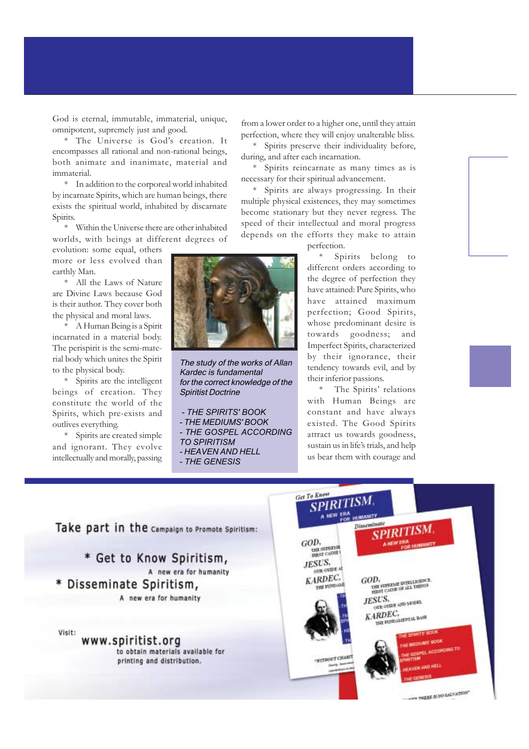God is eternal, immutable, immaterial, unique, omnipotent, supremely just and good.

* The Universe is God's creation. It encompasses all rational and non-rational beings, both animate and inanimate, material and immaterial.

* In addition to the corporeal world inhabited by incarnate Spirits, which are human beings, there exists the spiritual world, inhabited by discarnate Spirits.

* Within the Universe there are other inhabited worlds, with beings at different degrees of evolution: some equal, others more or less evolved than earthly Man.

* All the Laws of Nature are Divine Laws because God is their author. They cover both the physical and moral laws.

* A Human Being is a Spirit incarnated in a material body. The perispirit is the semi-material body which unites the Spirit to the physical body.

* Spirits are the intelligent beings of creation. They constitute the world of the Spirits, which pre-exists and outlives everything.

* Spirits are created simple and ignorant. They evolve intellectually and morally, passing from a lower order to a higher one, until they attain perfection, where they will enjoy unalterable bliss.

* Spirits preserve their individuality before, during, and after each incarnation.

* Spirits reincarnate as many times as is necessary for their spiritual advancement.

* Spirits are always progressing. In their multiple physical existences, they may sometimes become stationary but they never regress. The speed of their intellectual and moral progress depends on the efforts they make to attain perfection.

* Spirits belong to different orders according to the degree of perfection they have attained: Pure Spirits, who have attained maximum perfection; Good Spirits, whose predominant desire is towards goodness; and Imperfect Spirits, characterized by their ignorance, their tendency towards evil, and by their inferior passions.

* The Spirits' relations with Human Beings are constant and have always existed. The Good Spirits attract us towards goodness, sustain us in life's trials, and help us bear them with courage and

*The study of the works of Allan Kardec is fundamental for the correct knowledge of the Spiritist Doctrine*

*- THE SPIRITS' BOOK*
*- THE MEDIUMS' BOOK*
*- THE GOSPEL ACCORDING TO SPIRITISM*
*- HEAVEN AND HELL*
*- THE GENESIS*

Take part in the Campaign to Promote Spiritism:

* Get to Know Spiritism,
A new era for humanity
* Disseminate Spiritism,
A new era for humanity

Visit:
www.spiritist.org
to obtain materials available for printing and distribution.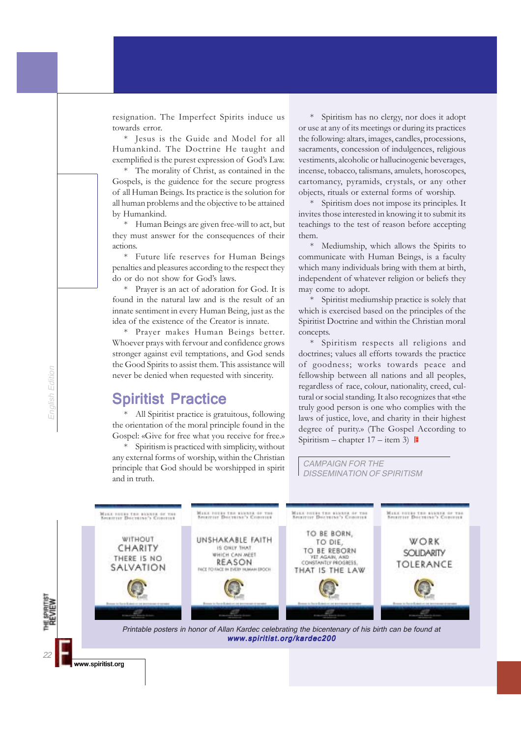resignation. The Imperfect Spirits induce us towards error.

* Jesus is the Guide and Model for all Humankind. The Doctrine He taught and exemplified is the purest expression of God's Law.

* The morality of Christ, as contained in the Gospels, is the guidence for the secure progress of all Human Beings. Its practice is the solution for all human problems and the objective to be attained by Humankind.

* Human Beings are given free-will to act, but they must answer for the consequences of their actions.

* Future life reserves for Human Beings penalties and pleasures according to the respect they do or do not show for God's laws.

* Prayer is an act of adoration for God. It is found in the natural law and is the result of an innate sentiment in every Human Being, just as the idea of the existence of the Creator is innate.

* Prayer makes Human Beings better. Whoever prays with fervour and confidence grows stronger against evil temptations, and God sends the Good Spirits to assist them. This assistance will never be denied when requested with sincerity.

## Spiritist Practice

* All Spiritist practice is gratuitous, following the orientation of the moral principle found in the Gospel: «Give for free what you receive for free.»

* Spiritism is practiced with simplicity, without any external forms of worship, within the Christian principle that God should be worshipped in spirit and in truth.

* Spiritism has no clergy, nor does it adopt or use at any of its meetings or during its practices the following: altars, images, candles, processions, sacraments, concession of indulgences, religious vestiments, alcoholic or hallucinogenic beverages, incense, tobacco, talismans, amulets, horoscopes, cartomancy, pyramids, crystals, or any other objects, rituals or external forms of worship.

* Spiritism does not impose its principles. It invites those interested in knowing it to submit its teachings to the test of reason before accepting them.

* Mediumship, which allows the Spirits to communicate with Human Beings, is a faculty which many individuals bring with them at birth, independent of whatever religion or beliefs they may come to adopt.

* Spiritist mediumship practice is solely that which is exercised based on the principles of the Spiritist Doctrine and within the Christian moral concepts.

* Spiritism respects all religions and doctrines; values all efforts towards the practice of goodness; works towards peace and fellowship between all nations and all peoples, regardless of race, colour, nationality, creed, cultural or social standing. It also recognizes that «the truly good person is one who complies with the laws of justice, love, and charity in their highest degree of purity.» (The Gospel According to Spiritism – chapter 17 – item 3)

CAMPAIGN FOR THE DISSEMINATION OF SPIRITISM

Printable posters in honor of Allan Kardec celebrating the bicentenary of his birth can be found at **www.spiritist.org/kardec200**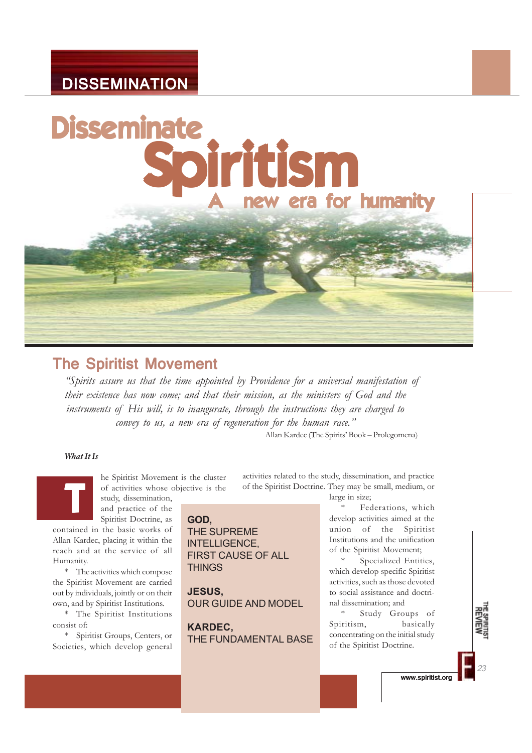DISSEMINATION

# Disseminate Spiritism

## A new era for humanity

## The Spiritist Movement

*"Spirits assure us that the time appointed by Providence for a universal manifestation of their existence has now come; and that their mission, as the ministers of God and the instruments of His will, is to inaugurate, through the instructions they are charged to convey to us, a new era of regeneration for the human race."*

Allan Kardec (The Spirits' Book – Prolegomena)

***What It Is***

The Spiritist Movement is the cluster of activities whose objective is the study, dissemination, and practice of the Spiritist Doctrine, as contained in the basic works of Allan Kardec, placing it within the reach and at the service of all Humanity.

* The activities which compose the Spiritist Movement are carried out by individuals, jointly or on their own, and by Spiritist Institutions.

* The Spiritist Institutions consist of:

* Spiritist Groups, Centers, or Societies, which develop general activities related to the study, dissemination, and practice of the Spiritist Doctrine. They may be small, medium, or large in size;

* Federations, which develop activities aimed at the union of the Spiritist Institutions and the unification of the Spiritist Movement;

* Specialized Entities, which develop specific Spiritist activities, such as those devoted to social assistance and doctrinal dissemination; and

* Study Groups of Spiritism, basically concentrating on the initial study of the Spiritist Doctrine.

**GOD,**
THE SUPREME INTELLIGENCE, FIRST CAUSE OF ALL THINGS

**JESUS,**
OUR GUIDE AND MODEL

**KARDEC,**
THE FUNDAMENTAL BASE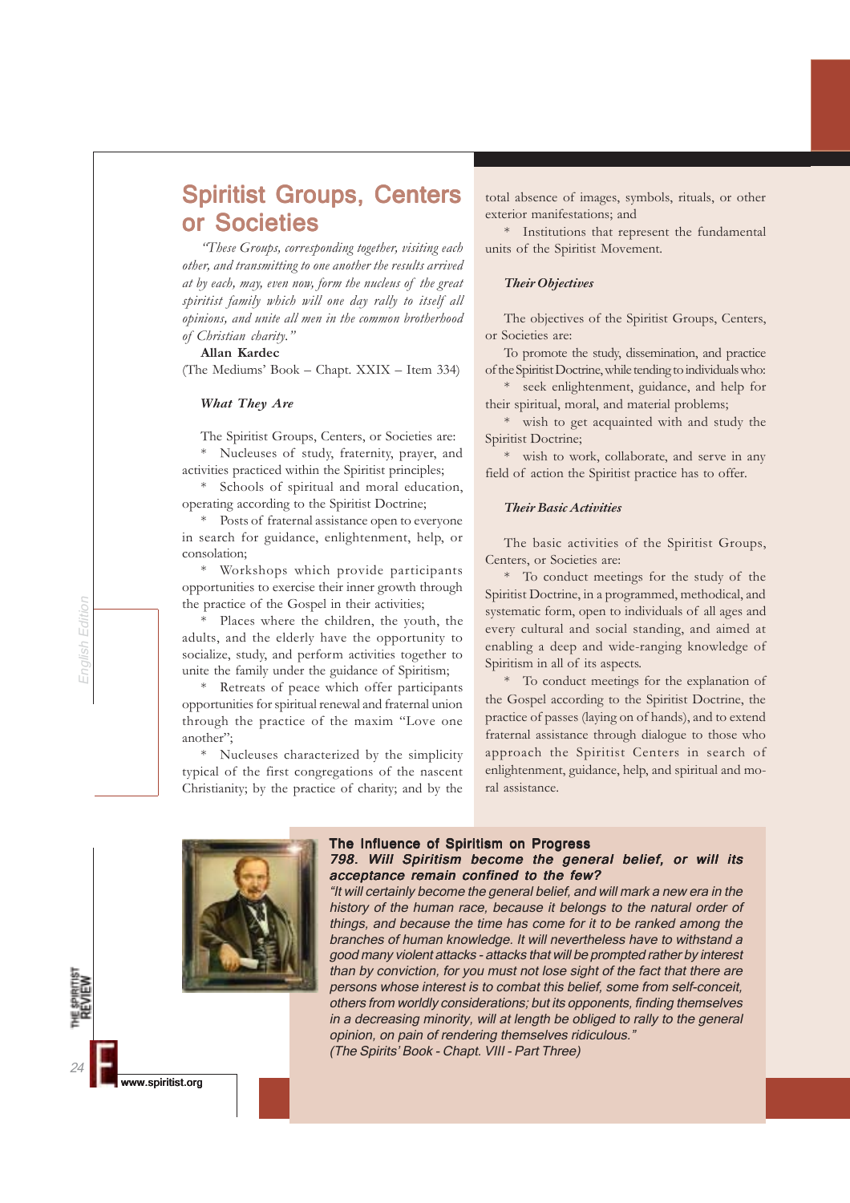# Spiritist Groups, Centers or Societies

*"These Groups, corresponding together, visiting each other, and transmitting to one another the results arrived at by each, may, even now, form the nucleus of the great spiritist family which will one day rally to itself all opinions, and unite all men in the common brotherhood of Christian charity."*

**Allan Kardec**
(The Mediums' Book – Chapt. XXIX – Item 334)

### *What They Are*

The Spiritist Groups, Centers, or Societies are:

* Nucleuses of study, fraternity, prayer, and activities practiced within the Spiritist principles;
* Schools of spiritual and moral education, operating according to the Spiritist Doctrine;
* Posts of fraternal assistance open to everyone in search for guidance, enlightenment, help, or consolation;
* Workshops which provide participants opportunities to exercise their inner growth through the practice of the Gospel in their activities;
* Places where the children, the youth, the adults, and the elderly have the opportunity to socialize, study, and perform activities together to unite the family under the guidance of Spiritism;
* Retreats of peace which offer participants opportunities for spiritual renewal and fraternal union through the practice of the maxim "Love one another";
* Nucleuses characterized by the simplicity typical of the first congregations of the nascent Christianity; by the practice of charity; and by the total absence of images, symbols, rituals, or other exterior manifestations; and
* Institutions that represent the fundamental units of the Spiritist Movement.

### *Their Objectives*

The objectives of the Spiritist Groups, Centers, or Societies are:

To promote the study, dissemination, and practice of the Spiritist Doctrine, while tending to individuals who:

* seek enlightenment, guidance, and help for their spiritual, moral, and material problems;
* wish to get acquainted with and study the Spiritist Doctrine;
* wish to work, collaborate, and serve in any field of action the Spiritist practice has to offer.

### *Their Basic Activities*

The basic activities of the Spiritist Groups, Centers, or Societies are:

* To conduct meetings for the study of the Spiritist Doctrine, in a programmed, methodical, and systematic form, open to individuals of all ages and every cultural and social standing, and aimed at enabling a deep and wide-ranging knowledge of Spiritism in all of its aspects.
* To conduct meetings for the explanation of the Gospel according to the Spiritist Doctrine, the practice of passes (laying on of hands), and to extend fraternal assistance through dialogue to those who approach the Spiritist Centers in search of enlightenment, guidance, help, and spiritual and moral assistance.

**The Influence of Spiritism on Progress**

***798. Will Spiritism become the general belief, or will its acceptance remain confined to the few?***

*"It will certainly become the general belief, and will mark a new era in the history of the human race, because it belongs to the natural order of things, and because the time has come for it to be ranked among the branches of human knowledge. It will nevertheless have to withstand a good many violent attacks - attacks that will be prompted rather by interest than by conviction, for you must not lose sight of the fact that there are persons whose interest is to combat this belief, some from self-conceit, others from worldly considerations; but its opponents, finding themselves in a decreasing minority, will at length be obliged to rally to the general opinion, on pain of rendering themselves ridiculous."*
*(The Spirits' Book - Chapt. VIII - Part Three)*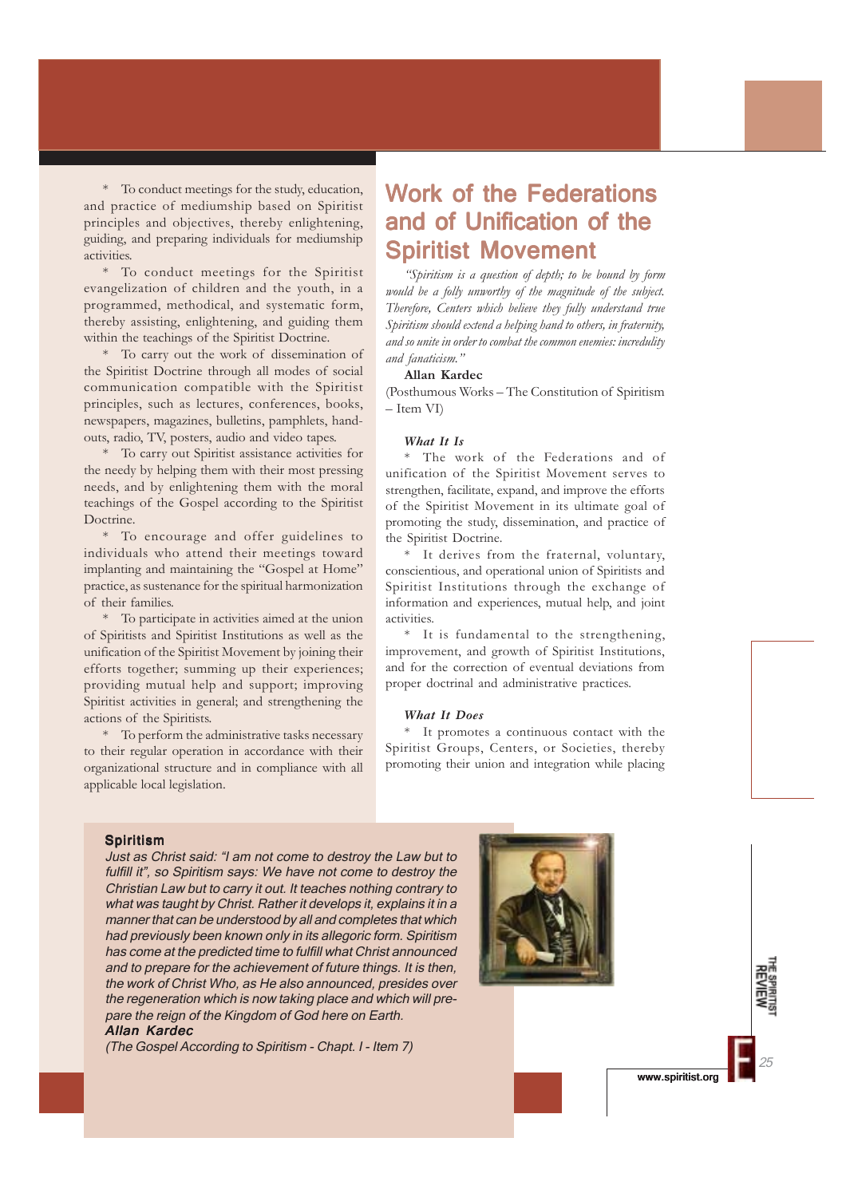* To conduct meetings for the study, education, and practice of mediumship based on Spiritist principles and objectives, thereby enlightening, guiding, and preparing individuals for mediumship activities.

* To conduct meetings for the Spiritist evangelization of children and the youth, in a programmed, methodical, and systematic form, thereby assisting, enlightening, and guiding them within the teachings of the Spiritist Doctrine.

* To carry out the work of dissemination of the Spiritist Doctrine through all modes of social communication compatible with the Spiritist principles, such as lectures, conferences, books, newspapers, magazines, bulletins, pamphlets, hand-outs, radio, TV, posters, audio and video tapes.

* To carry out Spiritist assistance activities for the needy by helping them with their most pressing needs, and by enlightening them with the moral teachings of the Gospel according to the Spiritist Doctrine.

* To encourage and offer guidelines to individuals who attend their meetings toward implanting and maintaining the "Gospel at Home" practice, as sustenance for the spiritual harmonization of their families.

* To participate in activities aimed at the union of Spiritists and Spiritist Institutions as well as the unification of the Spiritist Movement by joining their efforts together; summing up their experiences; providing mutual help and support; improving Spiritist activities in general; and strengthening the actions of the Spiritists.

* To perform the administrative tasks necessary to their regular operation in accordance with their organizational structure and in compliance with all applicable local legislation.

# Work of the Federations and of Unification of the Spiritist Movement

*"Spiritism is a question of depth; to be bound by form would be a folly unworthy of the magnitude of the subject. Therefore, Centers which believe they fully understand true Spiritism should extend a helping hand to others, in fraternity, and so unite in order to combat the common enemies: incredulity and fanaticism."*

**Allan Kardec**

(Posthumous Works – The Constitution of Spiritism – Item VI)

### *What It Is*

* The work of the Federations and of unification of the Spiritist Movement serves to strengthen, facilitate, expand, and improve the efforts of the Spiritist Movement in its ultimate goal of promoting the study, dissemination, and practice of the Spiritist Doctrine.

* It derives from the fraternal, voluntary, conscientious, and operational union of Spiritists and Spiritist Institutions through the exchange of information and experiences, mutual help, and joint activities.

* It is fundamental to the strengthening, improvement, and growth of Spiritist Institutions, and for the correction of eventual deviations from proper doctrinal and administrative practices.

### *What It Does*

* It promotes a continuous contact with the Spiritist Groups, Centers, or Societies, thereby promoting their union and integration while placing

**Spiritism**

*Just as Christ said: "I am not come to destroy the Law but to fulfill it", so Spiritism says: We have not come to destroy the Christian Law but to carry it out. It teaches nothing contrary to what was taught by Christ. Rather it develops it, explains it in a manner that can be understood by all and completes that which had previously been known only in its allegoric form. Spiritism has come at the predicted time to fulfill what Christ announced and to prepare for the achievement of future things. It is then, the work of Christ Who, as He also announced, presides over the regeneration which is now taking place and which will prepare the reign of the Kingdom of God here on Earth.*

***Allan Kardec***

*(The Gospel According to Spiritism - Chapt. I - Item 7)*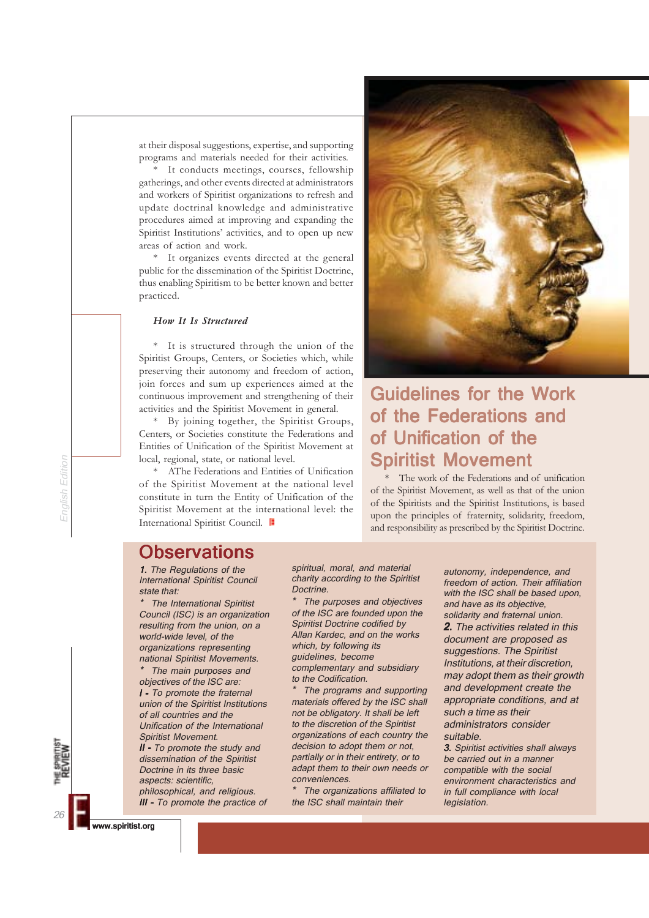at their disposal suggestions, expertise, and supporting programs and materials needed for their activities.

* It conducts meetings, courses, fellowship gatherings, and other events directed at administrators and workers of Spiritist organizations to refresh and update doctrinal knowledge and administrative procedures aimed at improving and expanding the Spiritist Institutions' activities, and to open up new areas of action and work.

* It organizes events directed at the general public for the dissemination of the Spiritist Doctrine, thus enabling Spiritism to be better known and better practiced.

### *How It Is Structured*

* It is structured through the union of the Spiritist Groups, Centers, or Societies which, while preserving their autonomy and freedom of action, join forces and sum up experiences aimed at the continuous improvement and strengthening of their activities and the Spiritist Movement in general.

* By joining together, the Spiritist Groups, Centers, or Societies constitute the Federations and Entities of Unification of the Spiritist Movement at local, regional, state, or national level.

* AThe Federations and Entities of Unification of the Spiritist Movement at the national level constitute in turn the Entity of Unification of the Spiritist Movement at the international level: the International Spiritist Council.

## Guidelines for the Work of the Federations and of Unification of the Spiritist Movement

* The work of the Federations and of unification of the Spiritist Movement, as well as that of the union of the Spiritists and the Spiritist Institutions, is based upon the principles of fraternity, solidarity, freedom, and responsibility as prescribed by the Spiritist Doctrine.

## Observations

***1.*** *The Regulations of the International Spiritist Council state that:*

*\* The International Spiritist Council (ISC) is an organization resulting from the union, on a world-wide level, of the organizations representing national Spiritist Movements.*

*\* The main purposes and objectives of the ISC are:*

***I -*** *To promote the fraternal union of the Spiritist Institutions of all countries and the Unification of the International Spiritist Movement.*

***II -*** *To promote the study and dissemination of the Spiritist Doctrine in its three basic aspects: scientific, philosophical, and religious.*

***III -*** *To promote the practice of spiritual, moral, and material charity according to the Spiritist Doctrine.*

*\* The purposes and objectives of the ISC are founded upon the Spiritist Doctrine codified by Allan Kardec, and on the works which, by following its guidelines, become complementary and subsidiary to the Codification.*

*\* The programs and supporting materials offered by the ISC shall not be obligatory. It shall be left to the discretion of the Spiritist organizations of each country the decision to adopt them or not, partially or in their entirety, or to adapt them to their own needs or conveniences.*

*\* The organizations affiliated to the ISC shall maintain their autonomy, independence, and freedom of action. Their affiliation with the ISC shall be based upon, and have as its objective, solidarity and fraternal union.*

***2.*** *The activities related in this document are proposed as suggestions. The Spiritist Institutions, at their discretion, may adopt them as their growth and development create the appropriate conditions, and at such a time as their administrators consider suitable.*

***3.*** *Spiritist activities shall always be carried out in a manner compatible with the social environment characteristics and in full compliance with local legislation.*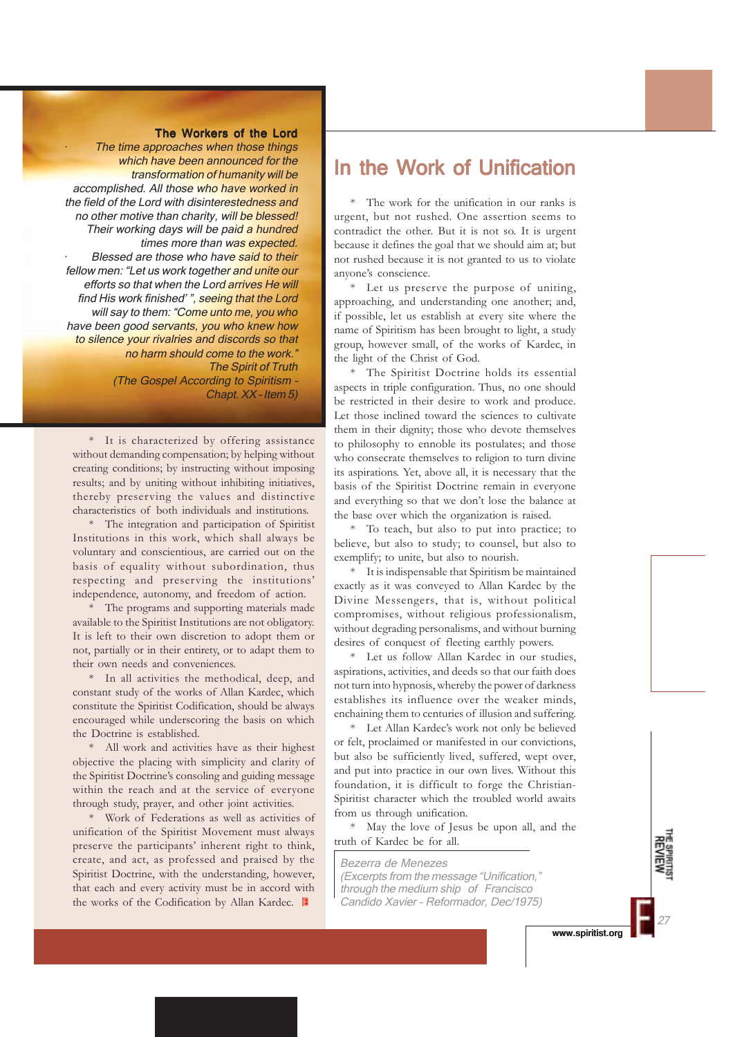**The Workers of the Lord**

*The time approaches when those things which have been announced for the transformation of humanity will be accomplished. All those who have worked in the field of the Lord with disinterestedness and no other motive than charity, will be blessed! Their working days will be paid a hundred times more than was expected.*

*Blessed are those who have said to their fellow men: "Let us work together and unite our efforts so that when the Lord arrives He will find His work finished' ", seeing that the Lord will say to them: "Come unto me, you who have been good servants, you who knew how to silence your rivalries and discords so that no harm should come to the work."*

*The Spirit of Truth*

*(The Gospel According to Spiritism - Chapt. XX - Item 5)*

* It is characterized by offering assistance without demanding compensation; by helping without creating conditions; by instructing without imposing results; and by uniting without inhibiting initiatives, thereby preserving the values and distinctive characteristics of both individuals and institutions.

* The integration and participation of Spiritist Institutions in this work, which shall always be voluntary and conscientious, are carried out on the basis of equality without subordination, thus respecting and preserving the institutions' independence, autonomy, and freedom of action.

* The programs and supporting materials made available to the Spiritist Institutions are not obligatory. It is left to their own discretion to adopt them or not, partially or in their entirety, or to adapt them to their own needs and conveniences.

* In all activities the methodical, deep, and constant study of the works of Allan Kardec, which constitute the Spiritist Codification, should be always encouraged while underscoring the basis on which the Doctrine is established.

* All work and activities have as their highest objective the placing with simplicity and clarity of the Spiritist Doctrine's consoling and guiding message within the reach and at the service of everyone through study, prayer, and other joint activities.

* Work of Federations as well as activities of unification of the Spiritist Movement must always preserve the participants' inherent right to think, create, and act, as professed and praised by the Spiritist Doctrine, with the understanding, however, that each and every activity must be in accord with the works of the Codification by Allan Kardec.

# In the Work of Unification

* The work for the unification in our ranks is urgent, but not rushed. One assertion seems to contradict the other. But it is not so. It is urgent because it defines the goal that we should aim at; but not rushed because it is not granted to us to violate anyone's conscience.

* Let us preserve the purpose of uniting, approaching, and understanding one another; and, if possible, let us establish at every site where the name of Spiritism has been brought to light, a study group, however small, of the works of Kardec, in the light of the Christ of God.

* The Spiritist Doctrine holds its essential aspects in triple configuration. Thus, no one should be restricted in their desire to work and produce. Let those inclined toward the sciences to cultivate them in their dignity; those who devote themselves to philosophy to ennoble its postulates; and those who consecrate themselves to religion to turn divine its aspirations. Yet, above all, it is necessary that the basis of the Spiritist Doctrine remain in everyone and everything so that we don't lose the balance at the base over which the organization is raised.

* To teach, but also to put into practice; to believe, but also to study; to counsel, but also to exemplify; to unite, but also to nourish.

* It is indispensable that Spiritism be maintained exactly as it was conveyed to Allan Kardec by the Divine Messengers, that is, without political compromises, without religious professionalism, without degrading personalisms, and without burning desires of conquest of fleeting earthly powers.

* Let us follow Allan Kardec in our studies, aspirations, activities, and deeds so that our faith does not turn into hypnosis, whereby the power of darkness establishes its influence over the weaker minds, enchaining them to centuries of illusion and suffering.

* Let Allan Kardec's work not only be believed or felt, proclaimed or manifested in our convictions, but also be sufficiently lived, suffered, wept over, and put into practice in our own lives. Without this foundation, it is difficult to forge the Christian-Spiritist character which the troubled world awaits from us through unification.

* May the love of Jesus be upon all, and the truth of Kardec be for all.

*Bezerra de Menezes*
*(Excerpts from the message "Unification," through the medium ship of Francisco Candido Xavier - Reformador, Dec/1975)*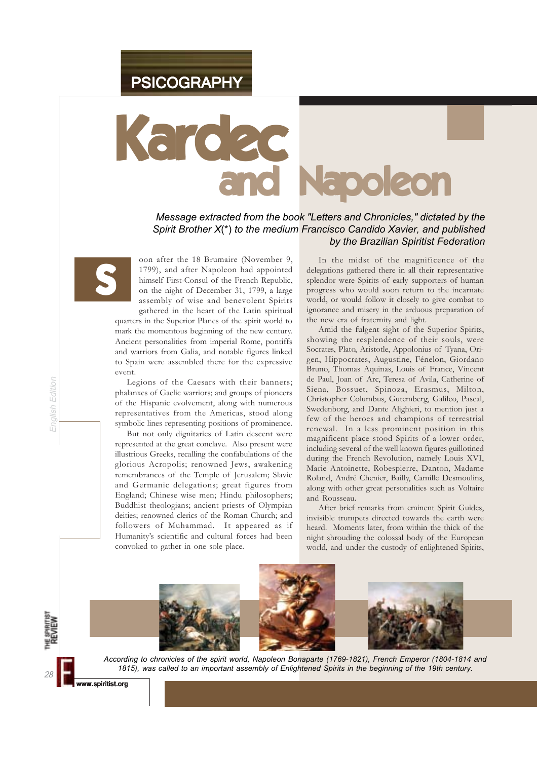PSICOGRAPHY

# Kardec and Napoleon

*Message extracted from the book "Letters and Chronicles," dictated by the Spirit Brother X(\*) to the medium Francisco Candido Xavier, and published by the Brazilian Spiritist Federation*

Soon after the 18 Brumaire (November 9, 1799), and after Napoleon had appointed himself First-Consul of the French Republic, on the night of December 31, 1799, a large assembly of wise and benevolent Spirits gathered in the heart of the Latin spiritual quarters in the Superior Planes of the spirit world to mark the momentous beginning of the new century. Ancient personalities from imperial Rome, pontiffs and warriors from Galia, and notable figures linked to Spain were assembled there for the expressive event.

Legions of the Caesars with their banners; phalanxes of Gaelic warriors; and groups of pioneers of the Hispanic evolvement, along with numerous representatives from the Americas, stood along symbolic lines representing positions of prominence.

But not only dignitaries of Latin descent were represented at the great conclave. Also present were illustrious Greeks, recalling the confabulations of the glorious Acropolis; renowned Jews, awakening remembrances of the Temple of Jerusalem; Slavic and Germanic delegations; great figures from England; Chinese wise men; Hindu philosophers; Buddhist theologians; ancient priests of Olympian deities; renowned clerics of the Roman Church; and followers of Muhammad. It appeared as if Humanity's scientific and cultural forces had been convoked to gather in one sole place.

In the midst of the magnificence of the delegations gathered there in all their representative splendor were Spirits of early supporters of human progress who would soon return to the incarnate world, or would follow it closely to give combat to ignorance and misery in the arduous preparation of the new era of fraternity and light.

Amid the fulgent sight of the Superior Spirits, showing the resplendence of their souls, were Socrates, Plato, Aristotle, Appolonius of Tyana, Origen, Hippocrates, Augustine, Fénelon, Giordano Bruno, Thomas Aquinas, Louis of France, Vincent de Paul, Joan of Arc, Teresa of Avila, Catherine of Siena, Bossuet, Spinoza, Erasmus, Milton, Christopher Columbus, Gutemberg, Galileo, Pascal, Swedenborg, and Dante Alighieri, to mention just a few of the heroes and champions of terrestrial renewal. In a less prominent position in this magnificent place stood Spirits of a lower order, including several of the well known figures guillotined during the French Revolution, namely Louis XVI, Marie Antoinette, Robespierre, Danton, Madame Roland, André Chenier, Bailly, Camille Desmoulins, along with other great personalities such as Voltaire and Rousseau.

After brief remarks from eminent Spirit Guides, invisible trumpets directed towards the earth were heard. Moments later, from within the thick of the night shrouding the colossal body of the European world, and under the custody of enlightened Spirits,

*According to chronicles of the spirit world, Napoleon Bonaparte (1769-1821), French Emperor (1804-1814 and 1815), was called to an important assembly of Enlightened Spirits in the beginning of the 19th century.*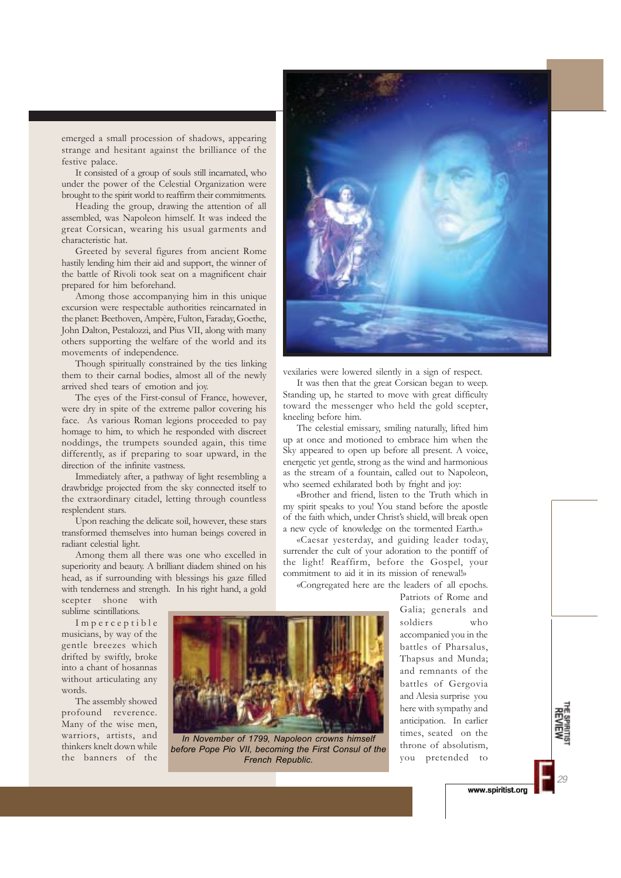emerged a small procession of shadows, appearing strange and hesitant against the brilliance of the festive palace.

It consisted of a group of souls still incarnated, who under the power of the Celestial Organization were brought to the spirit world to reaffirm their commitments.

Heading the group, drawing the attention of all assembled, was Napoleon himself. It was indeed the great Corsican, wearing his usual garments and characteristic hat.

Greeted by several figures from ancient Rome hastily lending him their aid and support, the winner of the battle of Rivoli took seat on a magnificent chair prepared for him beforehand.

Among those accompanying him in this unique excursion were respectable authorities reincarnated in the planet: Beethoven, Ampère, Fulton, Faraday, Goethe, John Dalton, Pestalozzi, and Pius VII, along with many others supporting the welfare of the world and its movements of independence.

Though spiritually constrained by the ties linking them to their carnal bodies, almost all of the newly arrived shed tears of emotion and joy.

The eyes of the First-consul of France, however, were dry in spite of the extreme pallor covering his face. As various Roman legions proceeded to pay homage to him, to which he responded with discreet noddings, the trumpets sounded again, this time differently, as if preparing to soar upward, in the direction of the infinite vastness.

Immediately after, a pathway of light resembling a drawbridge projected from the sky connected itself to the extraordinary citadel, letting through countless resplendent stars.

Upon reaching the delicate soil, however, these stars transformed themselves into human beings covered in radiant celestial light.

Among them all there was one who excelled in superiority and beauty. A brilliant diadem shined on his head, as if surrounding with blessings his gaze filled with tenderness and strength. In his right hand, a gold scepter shone with sublime scintillations.

Imperceptible musicians, by way of the gentle breezes which drifted by swiftly, broke into a chant of hosannas without articulating any words.

The assembly showed profound reverence. Many of the wise men, warriors, artists, and thinkers knelt down while the banners of the vexilaries were lowered silently in a sign of respect.

*In November of 1799, Napoleon crowns himself before Pope Pio VII, becoming the First Consul of the French Republic.*

It was then that the great Corsican began to weep. Standing up, he started to move with great difficulty toward the messenger who held the gold scepter, kneeling before him.

The celestial emissary, smiling naturally, lifted him up at once and motioned to embrace him when the Sky appeared to open up before all present. A voice, energetic yet gentle, strong as the wind and harmonious as the stream of a fountain, called out to Napoleon, who seemed exhilarated both by fright and joy:

«Brother and friend, listen to the Truth which in my spirit speaks to you! You stand before the apostle of the faith which, under Christ's shield, will break open a new cycle of knowledge on the tormented Earth.»

«Caesar yesterday, and guiding leader today, surrender the cult of your adoration to the pontiff of the light! Reaffirm, before the Gospel, your commitment to aid it in its mission of renewal!»

«Congregated here are the leaders of all epochs. Patriots of Rome and Galia; generals and soldiers who accompanied you in the battles of Pharsalus, Thapsus and Munda; and remnants of the battles of Gergovia and Alesia surprise you here with sympathy and anticipation. In earlier times, seated on the throne of absolutism, you pretended to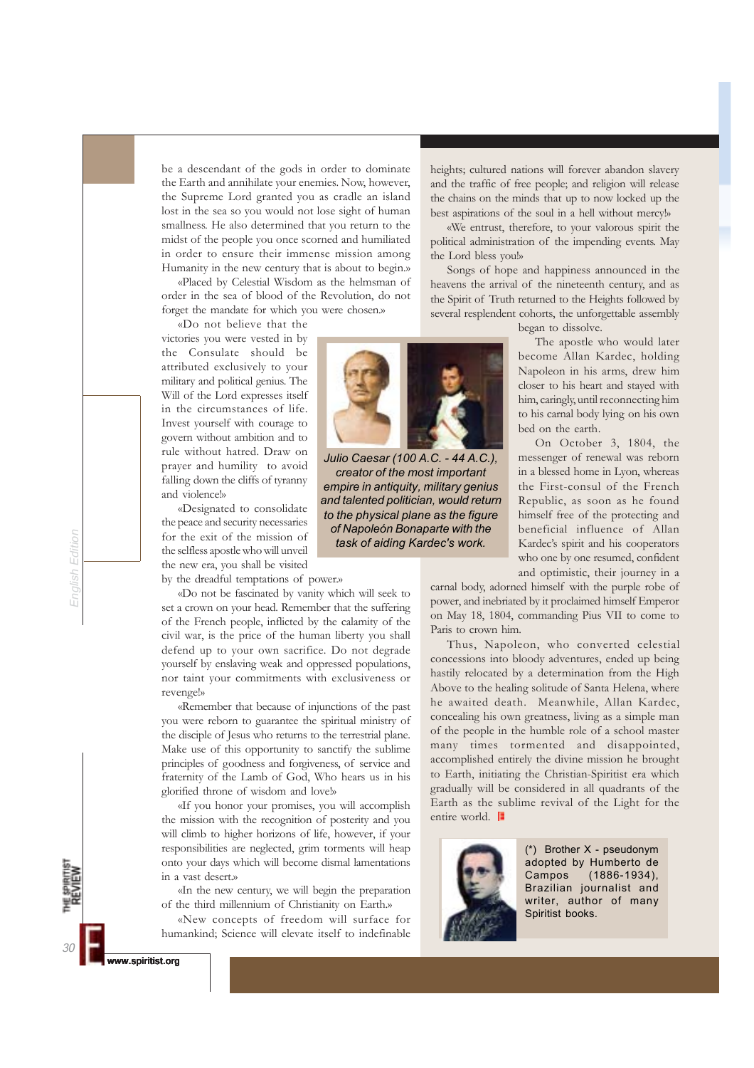be a descendant of the gods in order to dominate the Earth and annihilate your enemies. Now, however, the Supreme Lord granted you as cradle an island lost in the sea so you would not lose sight of human smallness. He also determined that you return to the midst of the people you once scorned and humiliated in order to ensure their immense mission among Humanity in the new century that is about to begin.»

«Placed by Celestial Wisdom as the helmsman of order in the sea of blood of the Revolution, do not forget the mandate for which you were chosen.»

«Do not believe that the victories you were vested in by the Consulate should be attributed exclusively to your military and political genius. The Will of the Lord expresses itself in the circumstances of life. Invest yourself with courage to govern without ambition and to rule without hatred. Draw on prayer and humility to avoid falling down the cliffs of tyranny and violence!»

«Designated to consolidate the peace and security necessaries for the exit of the mission of the selfless apostle who will unveil the new era, you shall be visited by the dreadful temptations of power.»

«Do not be fascinated by vanity which will seek to set a crown on your head. Remember that the suffering of the French people, inflicted by the calamity of the civil war, is the price of the human liberty you shall defend up to your own sacrifice. Do not degrade yourself by enslaving weak and oppressed populations, nor taint your commitments with exclusiveness or revenge!»

«Remember that because of injunctions of the past you were reborn to guarantee the spiritual ministry of the disciple of Jesus who returns to the terrestrial plane. Make use of this opportunity to sanctify the sublime principles of goodness and forgiveness, of service and fraternity of the Lamb of God, Who hears us in his glorified throne of wisdom and love!»

«If you honor your promises, you will accomplish the mission with the recognition of posterity and you will climb to higher horizons of life, however, if your responsibilities are neglected, grim torments will heap onto your days which will become dismal lamentations in a vast desert.»

«In the new century, we will begin the preparation of the third millennium of Christianity on Earth.»

«New concepts of freedom will surface for humankind; Science will elevate itself to indefinable heights; cultured nations will forever abandon slavery and the traffic of free people; and religion will release the chains on the minds that up to now locked up the best aspirations of the soul in a hell without mercy!»

«We entrust, therefore, to your valorous spirit the political administration of the impending events. May the Lord bless you!»

Songs of hope and happiness announced in the heavens the arrival of the nineteenth century, and as the Spirit of Truth returned to the Heights followed by several resplendent cohorts, the unforgettable assembly began to dissolve.

*Julio Caesar (100 A.C. - 44 A.C.), creator of the most important empire in antiquity, military genius and talented politician, would return to the physical plane as the figure of Napoleón Bonaparte with the task of aiding Kardec's work.*

The apostle who would later become Allan Kardec, holding Napoleon in his arms, drew him closer to his heart and stayed with him, caringly, until reconnecting him to his carnal body lying on his own bed on the earth.

On October 3, 1804, the messenger of renewal was reborn in a blessed home in Lyon, whereas the First-consul of the French Republic, as soon as he found himself free of the protecting and beneficial influence of Allan Kardec's spirit and his cooperators who one by one resumed, confident and optimistic, their journey in a carnal body, adorned himself with the purple robe of power, and inebriated by it proclaimed himself Emperor on May 18, 1804, commanding Pius VII to come to Paris to crown him.

Thus, Napoleon, who converted celestial concessions into bloody adventures, ended up being hastily relocated by a determination from the High Above to the healing solitude of Santa Helena, where he awaited death. Meanwhile, Allan Kardec, concealing his own greatness, living as a simple man of the people in the humble role of a school master many times tormented and disappointed, accomplished entirely the divine mission he brought to Earth, initiating the Christian-Spiritist era which gradually will be considered in all quadrants of the Earth as the sublime revival of the Light for the entire world.

(*) Brother X - pseudonym adopted by Humberto de Campos (1886-1934), Brazilian journalist and writer, author of many Spiritist books.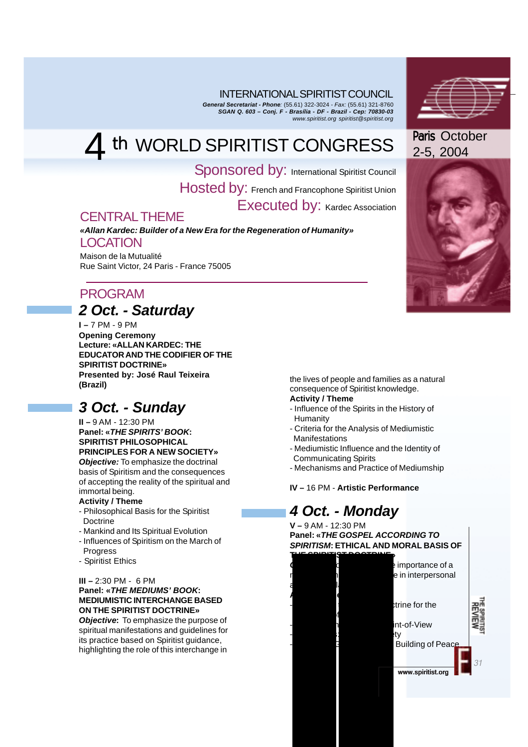INTERNATIONAL SPIRITIST COUNCIL

***General Secretariat - Phone**: (55.61) 322-3024 - Fax: (55.61) 321-8760*
***SGAN Q. 603 – Conj. F - Brasília - DF - Brazil - Cep: 70830-03***
*www.spiritist.org spiritist@spiritist.org*

# 4 th WORLD SPIRITIST CONGRESS

Paris October 2-5, 2004

Sponsored by: International Spiritist Council
Hosted by: French and Francophone Spiritist Union
Executed by: Kardec Association

## CENTRAL THEME

***«Allan Kardec: Builder of a New Era for the Regeneration of Humanity»***

## LOCATION

Maison de la Mutualité
Rue Saint Victor, 24 Paris - France 75005

## PROGRAM

### 2 Oct. - Saturday

**I –** 7 PM - 9 PM
**Opening Ceremony**
**Lecture: «ALLAN KARDEC: THE EDUCATOR AND THE CODIFIER OF THE SPIRITIST DOCTRINE»**
**Presented by: José Raul Teixeira (Brazil)**

### 3 Oct. - Sunday

**II –** 9 AM - 12:30 PM
**Panel: «*THE SPIRITS' BOOK*: SPIRITIST PHILOSOPHICAL PRINCIPLES FOR A NEW SOCIETY»**
***Objective:*** To emphasize the doctrinal basis of Spiritism and the consequences of accepting the reality of the spiritual and immortal being.
**Activity / Theme**
- Philosophical Basis for the Spiritist Doctrine
- Mankind and Its Spiritual Evolution
- Influences of Spiritism on the March of Progress
- Spiritist Ethics

**III –** 2:30 PM - 6 PM
**Panel: «*THE MEDIUMS' BOOK*: MEDIUMISTIC INTERCHANGE BASED ON THE SPIRITIST DOCTRINE»**
***Objective*:** To emphasize the purpose of spiritual manifestations and guidelines for its practice based on Spiritist guidance, highlighting the role of this interchange in the lives of people and families as a natural consequence of Spiritist knowledge.
**Activity / Theme**
- Influence of the Spirits in the History of Humanity
- Criteria for the Analysis of Mediumistic Manifestations
- Mediumistic Influence and the Identity of Communicating Spirits
- Mechanisms and Practice of Mediumship

**IV –** 16 PM - **Artistic Performance**

### 4 Oct. - Monday

**V –** 9 AM - 12:30 PM
**Panel: «*THE GOSPEL ACCORDING TO SPIRITISM*: ETHICAL AND MORAL BASIS OF THE SPIRITIST DOCTRINE»**
O... importance of a
r... e in interpersonal
a...
A...
- ...trine for the
- ...int-of-View
- ...ty
- ... Building of Peace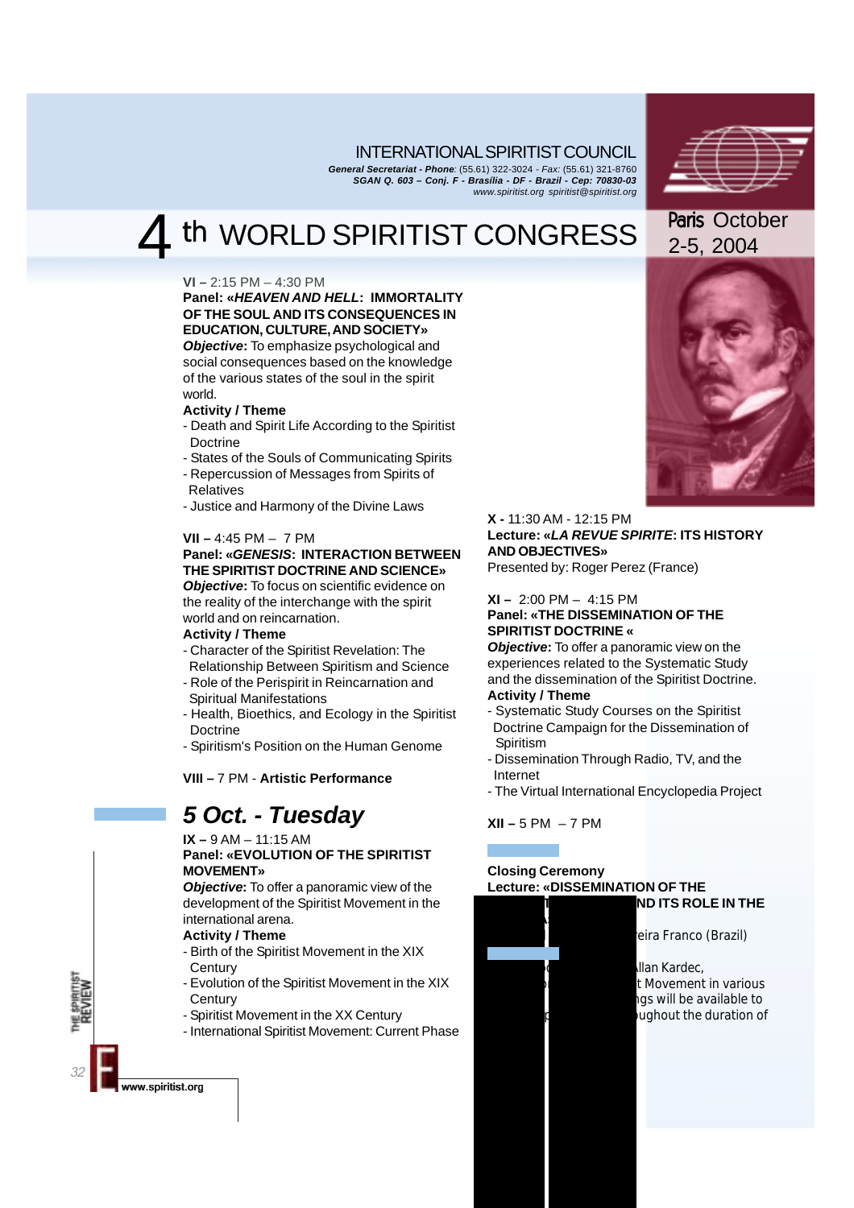INTERNATIONAL SPIRITIST COUNCIL

***General Secretariat - Phone**: (55.61) 322-3024 - Fax: (55.61) 321-8760*
***SGAN Q. 603 – Conj. F - Brasília - DF - Brazil - Cep: 70830-03***
*www.spiritist.org spiritist@spiritist.org*

# 4 th WORLD SPIRITIST CONGRESS

Paris October 2-5, 2004

**VI –** 2:15 PM – 4:30 PM
**Panel: «*HEAVEN AND HELL*: IMMORTALITY OF THE SOUL AND ITS CONSEQUENCES IN EDUCATION, CULTURE, AND SOCIETY»**
***Objective*:** To emphasize psychological and social consequences based on the knowledge of the various states of the soul in the spirit world.
**Activity / Theme**
- Death and Spirit Life According to the Spiritist Doctrine
- States of the Souls of Communicating Spirits
- Repercussion of Messages from Spirits of Relatives
- Justice and Harmony of the Divine Laws

**VII –** 4:45 PM – 7 PM
**Panel: «*GENESIS*: INTERACTION BETWEEN THE SPIRITIST DOCTRINE AND SCIENCE»**
***Objective*:** To focus on scientific evidence on the reality of the interchange with the spirit world and on reincarnation.
**Activity / Theme**
- Character of the Spiritist Revelation: The Relationship Between Spiritism and Science
- Role of the Perispirit in Reincarnation and Spiritual Manifestations
- Health, Bioethics, and Ecology in the Spiritist Doctrine
- Spiritism's Position on the Human Genome

**VIII –** 7 PM - **Artistic Performance**

## *5 Oct. - Tuesday*

**IX –** 9 AM – 11:15 AM
**Panel: «EVOLUTION OF THE SPIRITIST MOVEMENT»**
***Objective*:** To offer a panoramic view of the development of the Spiritist Movement in the international arena.
**Activity / Theme**
- Birth of the Spiritist Movement in the XIX Century
- Evolution of the Spiritist Movement in the XIX Century
- Spiritist Movement in the XX Century
- International Spiritist Movement: Current Phase

**X -** 11:30 AM - 12:15 PM
**Lecture: «*LA REVUE SPIRITE*: ITS HISTORY AND OBJECTIVES»**
Presented by: Roger Perez (France)

**XI –** 2:00 PM – 4:15 PM
**Panel: «THE DISSEMINATION OF THE SPIRITIST DOCTRINE «**
***Objective*:** To offer a panoramic view on the experiences related to the Systematic Study and the dissemination of the Spiritist Doctrine.
**Activity / Theme**
- Systematic Study Courses on the Spiritist Doctrine Campaign for the Dissemination of Spiritism
- Dissemination Through Radio, TV, and the Internet
- The Virtual International Encyclopedia Project

**XII –** 5 PM – 7 PM

**Closing Ceremony**
**Lecture: «DISSEMINATION OF THE ... ND ITS ROLE IN THE ...**
... eira Franco (Brazil)

... llan Kardec, ... t Movement in various ... gs will be available to ... ughout the duration of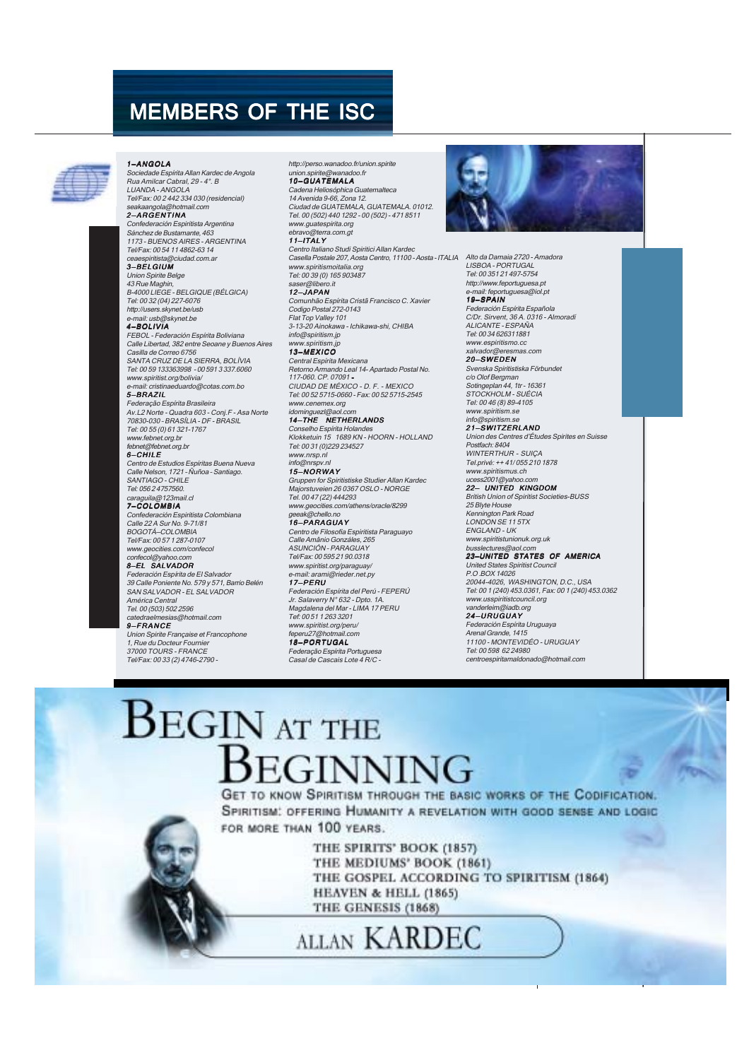# MEMBERS OF THE ISC

**1–ANGOLA**
*Sociedade Espírita Allan Kardec de Angola*
*Rua Amílcar Cabral, 29 - 4°. B*
*LUANDA - ANGOLA*
*Tel/Fax: 00 2 442 334 030 (residencial)*
*seakaangola@hotmail.com*

**2–ARGENTINA**
*Confederación Espiritista Argentina*
*Sánchez de Bustamante, 463*
*1173 - BUENOS AIRES - ARGENTINA*
*Tel/Fax: 00 54 11 4862-63 14*
*ceaespiritista@ciudad.com.ar*

**3–BELGIUM**
*Union Spirite Belge*
*43 Rue Maghin,*
*B-4000 LIEGE - BELGIQUE (BÉLGICA)*
*Tel: 00 32 (04) 227-6076*
*http://users.skynet.be/usb*
*e-mail: usb@skynet.be*

**4–BOLIVIA**
*FEBOL - Federación Espírita Boliviana*
*Calle Libertad, 382 entre Seoane y Buenos Aires*
*Casilla de Correo 6756*
*SANTA CRUZ DE LA SIERRA, BOLÍVIA*
*Tel: 00 59 133363998 - 00 591 3 337.6060*
*www.spiritist.org/bolivia/*
*e-mail: cristinaeduardo@cotas.com.bo*

**5–BRAZIL**
*Federação Espírita Brasileira*
*Av. L2 Norte - Quadra 603 - Conj. F - Asa Norte*
*70830-030 - BRASÍLIA - DF - BRASIL*
*Tel: 00 55 (0) 61 321-1767*
*www.febnet.org.br*
*febnet@febnet.org.br*

**6–CHILE**
*Centro de Estudios Espíritas Buena Nueva*
*Calle Nelson, 1721 - Ñuñoa - Santiago.*
*SANTIAGO - CHILE*
*Tel: 056 2 4757560.*
*caraguila@123mail.cl*

**7–COLOMBIA**
*Confederación Espiritista Colombiana*
*Calle 22 A Sur No. 9-71/81*
*BOGOTÁ–COLOMBIA*
*Tel/Fax: 00 57 1 287-0107*
*www.geocities.com/confecol*
*confecol@yahoo.com*

**8–EL SALVADOR**
*Federación Espírita de El Salvador*
*39 Calle Poniente No. 579 y 571, Barrio Belén*
*SAN SALVADOR - EL SALVADOR*
*América Central*
*Tel. 00 (503) 502 2596*
*catedraelmesias@hotmail.com*

**9–FRANCE**
*Union Spirite Française et Francophone*
*1, Rue du Docteur Fournier*
*37000 TOURS - FRANCE*
*Tel/Fax: 00 33 (2) 4746-2790 -*
*http://perso.wanadoo.fr/union.spirite*
*union.spirite@wanadoo.fr*

**10–GUATEMALA**
*Cadena Heliosóphica Guatemalteca*
*14 Avenida 9-66, Zona 12.*
*Ciudad de GUATEMALA, GUATEMALA. 01012.*
*Tel. 00 (502) 440 1292 - 00 (502) - 471 8511*
*www.guatespirita.org*
*ebravo@terra.com.gt*

**11–ITALY**
*Centro Italiano Studi Spiritici Allan Kardec*
*Casella Postale 207, Aosta Centro, 11100 - Aosta - ITALIA*
*www.spiritismoitalia.org*
*Tel: 00 39 (0) 165 903487*
*saser@libero.it*

**12–JAPAN**
*Comunhão Espírita Cristã Francisco C. Xavier*
*Codigo Postal 272-0143*
*Flat Top Valley 101*
*3-13-20 Ainokawa - Ichikawa-shi, CHIBA*
*info@spiritism.jp*
*www.spiritism.jp*

**13–MEXICO**
*Central Espírita Mexicana*
*Retorno Armando Leal 14- Apartado Postal No. 117-060. CP. 07091 -*
*CIUDAD DE MÉXICO - D. F. - MEXICO*
*Tel: 00 52 5715-0660 - Fax: 00 52 5715-2545*
*www.cenemex.org*
*idominguezl@aol.com*

**14–THE NETHERLANDS**
*Conselho Espírita Holandes*
*Klokketuin 15 1689 KN - HOORN - HOLLAND*
*Tel: 00 31 (0)229 234527*
*www.nrsp.nl*
*info@nrspv.nl*

**15–NORWAY**
*Gruppen for Spiritistiske Studier Allan Kardec*
*Majorstuveien 26 0367 OSLO - NORGE*
*Tel. 00 47 (22) 444293*
*www.geocities.com/athens/oracle/8299*
*geeak@chello.no*

**16–PARAGUAY**
*Centro de Filosofia Espiritista Paraguayo*
*Calle Amânio Gonzáles, 265*
*ASUNCIÓN - PARAGUAY*
*Tel/Fax: 00 595 21 90.0318*
*www.spiritist.org/paraguay/*
*e-mail: arami@rieder.net.py*

**17–PERU**
*Federación Espírita del Perú - FEPERÚ*
*Jr. Salaverry N° 632 - Dpto. 1A.*
*Magdalena del Mar - LIMA 17 PERU*
*Tef: 00 51 1 263 3201*
*www.spiritist.org/peru/*
*feperu27@hotmail.com*

**18–PORTUGAL**
*Federação Espírita Portuguesa*
*Casal de Cascais Lote 4 R/C -*
*Alto da Damaia 2720 - Amadora*
*LISBOA - PORTUGAL*
*Tel: 00 351 21 497-5754*
*http://www.feportuguesa.pt*
*e-mail: feportuguesa@iol.pt*

**19–SPAIN**
*Federación Espírita Española*
*C/Dr. Sirvent, 36 A. 0316 - Almoradí*
*ALICANTE - ESPAÑA*
*Tel: 00 34 626311881*
*www.espiritismo.cc*
*xalvador@eresmas.com*

**20–SWEDEN**
*Svenska Spiritistiska Förbundet*
*c/o Olof Bergman*
*Sotingeplan 44, 1tr - 16361*
*STOCKHOLM - SUÉCIA*
*Tel: 00 46 (8) 89-4105*
*www.spiritism.se*
*info@spiritism.se*

**21–SWITZERLAND**
*Union des Centres d'Études Spirites en Suisse*
*Postfach: 8404*
*WINTERTHUR - SUIÇA*
*Tel.privé: ++ 41/ 055 210 1878*
*www.spiritismus.ch*
*ucess2001@yahoo.com*

**22– UNITED KINGDOM**
*British Union of Spiritist Societies-BUSS*
*25 Blyte House*
*Kennington Park Road*
*LONDON SE 11 5TX*
*ENGLAND - UK*
*www.spiritistunionuk.org.uk*
*busslectures@aol.com*

**23–UNITED STATES OF AMERICA**
*United States Spiritist Council*
*P.O.BOX 14026*
*20044-4026, WASHINGTON, D.C., USA*
*Tel: 00 1 (240) 453.0361, Fax: 00 1 (240) 453.0362*
*www.usspiritistcouncil.org*
*vanderleim@iadb.org*

**24–URUGUAY**
*Federación Espírita Uruguaya*
*Arenal Grande, 1415*
*11100 - MONTEVIDÉO - URUGUAY*
*Tel: 00 598 62 24980*
*centroespiritamaldonado@hotmail.com*

# BEGIN AT THE BEGINNING

GET TO KNOW SPIRITISM THROUGH THE BASIC WORKS OF THE CODIFICATION.
SPIRITISM: OFFERING HUMANITY A REVELATION WITH GOOD SENSE AND LOGIC FOR MORE THAN 100 YEARS.

THE SPIRITS' BOOK (1857)
THE MEDIUMS' BOOK (1861)
THE GOSPEL ACCORDING TO SPIRITISM (1864)
HEAVEN & HELL (1865)
THE GENESIS (1868)

ALLAN KARDEC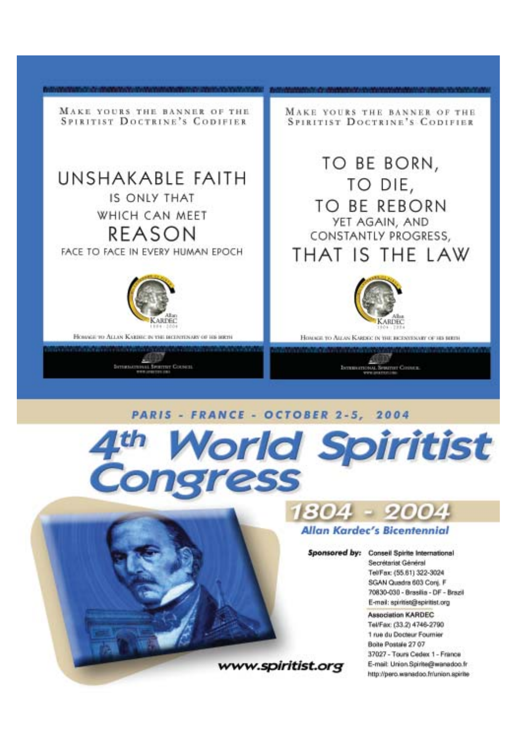MAKE YOURS THE BANNER OF THE SPIRITIST DOCTRINE'S CODIFIER

UNSHAKABLE FAITH IS ONLY THAT WHICH CAN MEET REASON FACE TO FACE IN EVERY HUMAN EPOCH

Allan KARDEC 1804 - 2004

HOMAGE TO ALLAN KARDEC IN THE BICENTENNARY OF HIS BIRTH

INTERNATIONAL SPIRITIST COUNCIL

MAKE YOURS THE BANNER OF THE SPIRITIST DOCTRINE'S CODIFIER

TO BE BORN, TO DIE, TO BE REBORN YET AGAIN, AND CONSTANTLY PROGRESS, THAT IS THE LAW

Allan KARDEC 1804 - 2004

HOMAGE TO ALLAN KARDEC IN THE BICENTENNARY OF HIS BIRTH

INTERNATIONAL SPIRITIST COUNCIL

**PARIS - FRANCE - OCTOBER 2-5, 2004**

# 4th World Spiritist Congress

## 1804 - 2004

**Allan Kardec's Bicentennial**

**Sponsored by:** Conseil Spirite International
Secrétariat Général
Tel/Fax: (55.61) 322-3024
SGAN Quadra 603 Conj. F
70830-030 - Brasília - DF - Brazil
E-mail: spiritist@spiritist.org

**Association KARDEC**
Tel/Fax: (33.2) 4746-2790
1 rue du Docteur Fournier
Boite Postale 27 07
37027 - Tours Cedex 1 - France
E-mail: Union.Spirite@wanadoo.fr
http://perso.wanadoo.fr/union.spirite

**www.spiritist.org**